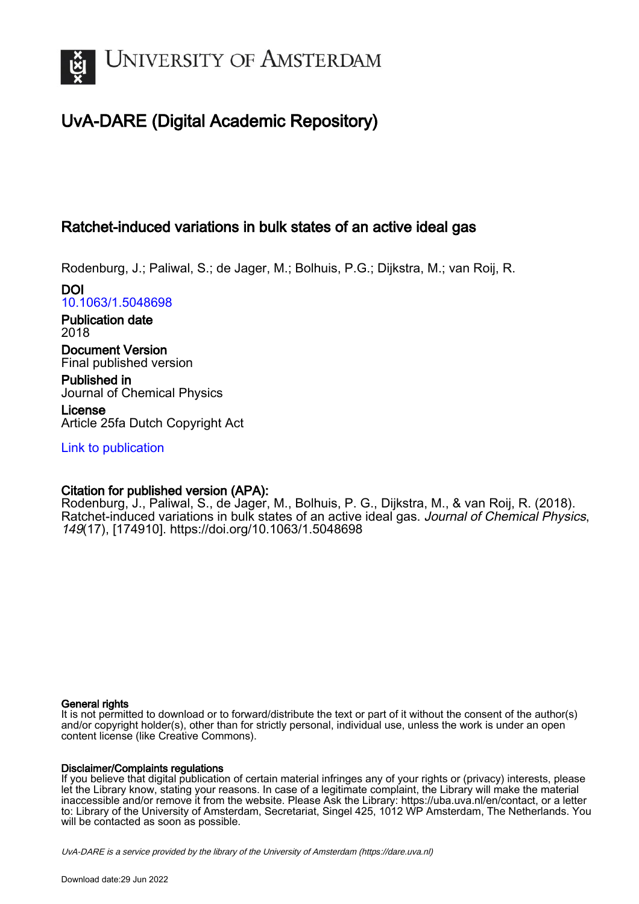# UvA-DARE (Digital Academic Repository)

## Ratchet-induced variations in bulk states of an active ideal gas

Rodenburg, J.; Paliwal, S.; de Jager, M.; Bolhuis, P.G.; Dijkstra, M.; van Roij, R.

**DOI**
10.1063/1.5048698

**Publication date**
2018

**Document Version**
Final published version

**Published in**
Journal of Chemical Physics

**License**
Article 25fa Dutch Copyright Act

Link to publication

**Citation for published version (APA):**
Rodenburg, J., Paliwal, S., de Jager, M., Bolhuis, P. G., Dijkstra, M., & van Roij, R. (2018). Ratchet-induced variations in bulk states of an active ideal gas. *Journal of Chemical Physics*, *149*(17), [174910]. https://doi.org/10.1063/1.5048698

**General rights**
It is not permitted to download or to forward/distribute the text or part of it without the consent of the author(s) and/or copyright holder(s), other than for strictly personal, individual use, unless the work is under an open content license (like Creative Commons).

**Disclaimer/Complaints regulations**
If you believe that digital publication of certain material infringes any of your rights or (privacy) interests, please let the Library know, stating your reasons. In case of a legitimate complaint, the Library will make the material inaccessible and/or remove it from the website. Please Ask the Library: https://uba.uva.nl/en/contact, or a letter to: Library of the University of Amsterdam, Secretariat, Singel 425, 1012 WP Amsterdam, The Netherlands. You will be contacted as soon as possible.

*UvA-DARE is a service provided by the library of the University of Amsterdam (https://dare.uva.nl)*

Download date:29 Jun 2022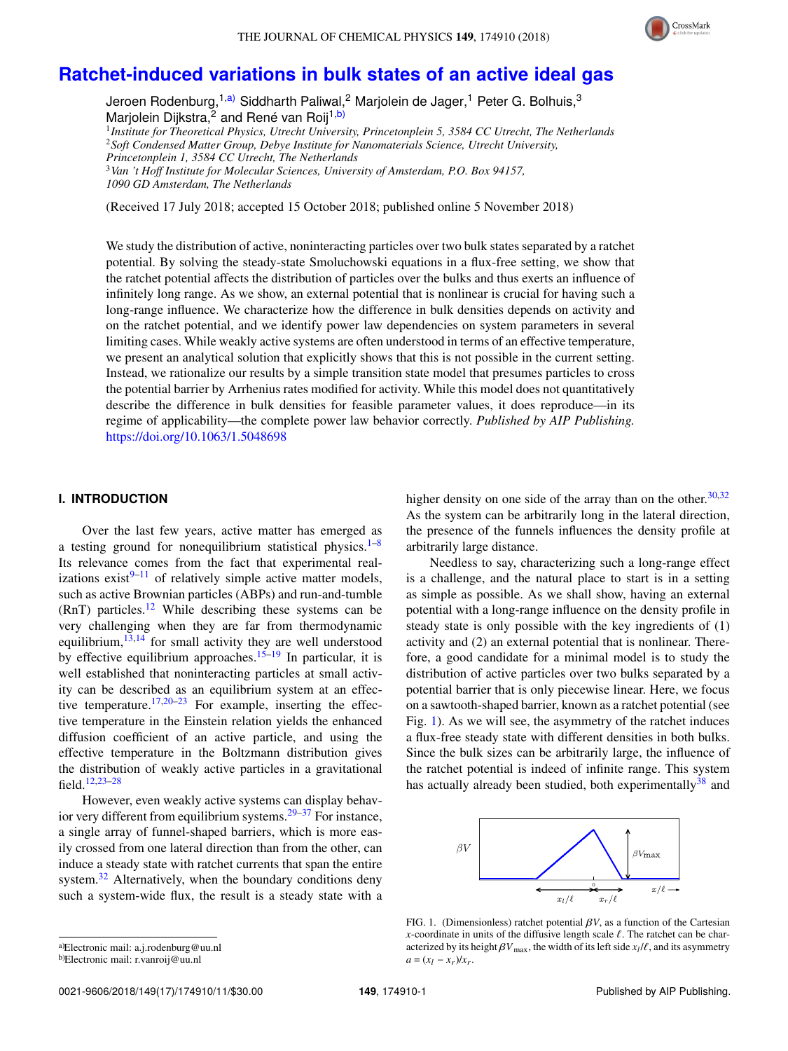# Ratchet-induced variations in bulk states of an active ideal gas

Jeroen Rodenburg,[1,a)] Siddharth Paliwal,[2] Marjolein de Jager,[1] Peter G. Bolhuis,[3] Marjolein Dijkstra,[2] and René van Roij[1,b)]

[1]*Institute for Theoretical Physics, Utrecht University, Princetonplein 5, 3584 CC Utrecht, The Netherlands*
[2]*Soft Condensed Matter Group, Debye Institute for Nanomaterials Science, Utrecht University, Princetonplein 1, 3584 CC Utrecht, The Netherlands*
[3]*Van 't Hoff Institute for Molecular Sciences, University of Amsterdam, P.O. Box 94157, 1090 GD Amsterdam, The Netherlands*

(Received 17 July 2018; accepted 15 October 2018; published online 5 November 2018)

We study the distribution of active, noninteracting particles over two bulk states separated by a ratchet potential. By solving the steady-state Smoluchowski equations in a flux-free setting, we show that the ratchet potential affects the distribution of particles over the bulks and thus exerts an influence of infinitely long range. As we show, an external potential that is nonlinear is crucial for having such a long-range influence. We characterize how the difference in bulk densities depends on activity and on the ratchet potential, and we identify power law dependencies on system parameters in several limiting cases. While weakly active systems are often understood in terms of an effective temperature, we present an analytical solution that explicitly shows that this is not possible in the current setting. Instead, we rationalize our results by a simple transition state model that presumes particles to cross the potential barrier by Arrhenius rates modified for activity. While this model does not quantitatively describe the difference in bulk densities for feasible parameter values, it does reproduce—in its regime of applicability—the complete power law behavior correctly. *Published by AIP Publishing.* https://doi.org/10.1063/1.5048698

## I. INTRODUCTION

Over the last few years, active matter has emerged as a testing ground for nonequilibrium statistical physics.[1–8] Its relevance comes from the fact that experimental realizations exist[9–11] of relatively simple active matter models, such as active Brownian particles (ABPs) and run-and-tumble (RnT) particles.[12] While describing these systems can be very challenging when they are far from thermodynamic equilibrium,[13,14] for small activity they are well understood by effective equilibrium approaches.[15–19] In particular, it is well established that noninteracting particles at small activity can be described as an equilibrium system at an effective temperature.[17,20–23] For example, inserting the effective temperature in the Einstein relation yields the enhanced diffusion coefficient of an active particle, and using the effective temperature in the Boltzmann distribution gives the distribution of weakly active particles in a gravitational field.[12,23–28]

However, even weakly active systems can display behavior very different from equilibrium systems.[29–37] For instance, a single array of funnel-shaped barriers, which is more easily crossed from one lateral direction than from the other, can induce a steady state with ratchet currents that span the entire system.[32] Alternatively, when the boundary conditions deny such a system-wide flux, the result is a steady state with a higher density on one side of the array than on the other.[30,32] As the system can be arbitrarily long in the lateral direction, the presence of the funnels influences the density profile at arbitrarily large distance.

Needless to say, characterizing such a long-range effect is a challenge, and the natural place to start is in a setting as simple as possible. As we shall show, having an external potential with a long-range influence on the density profile in steady state is only possible with the key ingredients of (1) activity and (2) an external potential that is nonlinear. Therefore, a good candidate for a minimal model is to study the distribution of active particles over two bulks separated by a potential barrier that is only piecewise linear. Here, we focus on a sawtooth-shaped barrier, known as a ratchet potential (see Fig. 1). As we will see, the asymmetry of the ratchet induces a flux-free steady state with different densities in both bulks. Since the bulk sizes can be arbitrarily large, the influence of the ratchet potential is indeed of infinite range. This system has actually already been studied, both experimentally[38] and

FIG. 1. (Dimensionless) ratchet potential $\beta V$, as a function of the Cartesian $x$-coordinate in units of the diffusive length scale $\ell$. The ratchet can be characterized by its height $\beta V_{\max}$, the width of its left side $x_l/\ell$, and its asymmetry $a = (x_l - x_r)/x_r$.

[a)]Electronic mail: a.j.rodenburg@uu.nl
[b)]Electronic mail: r.vanroij@uu.nl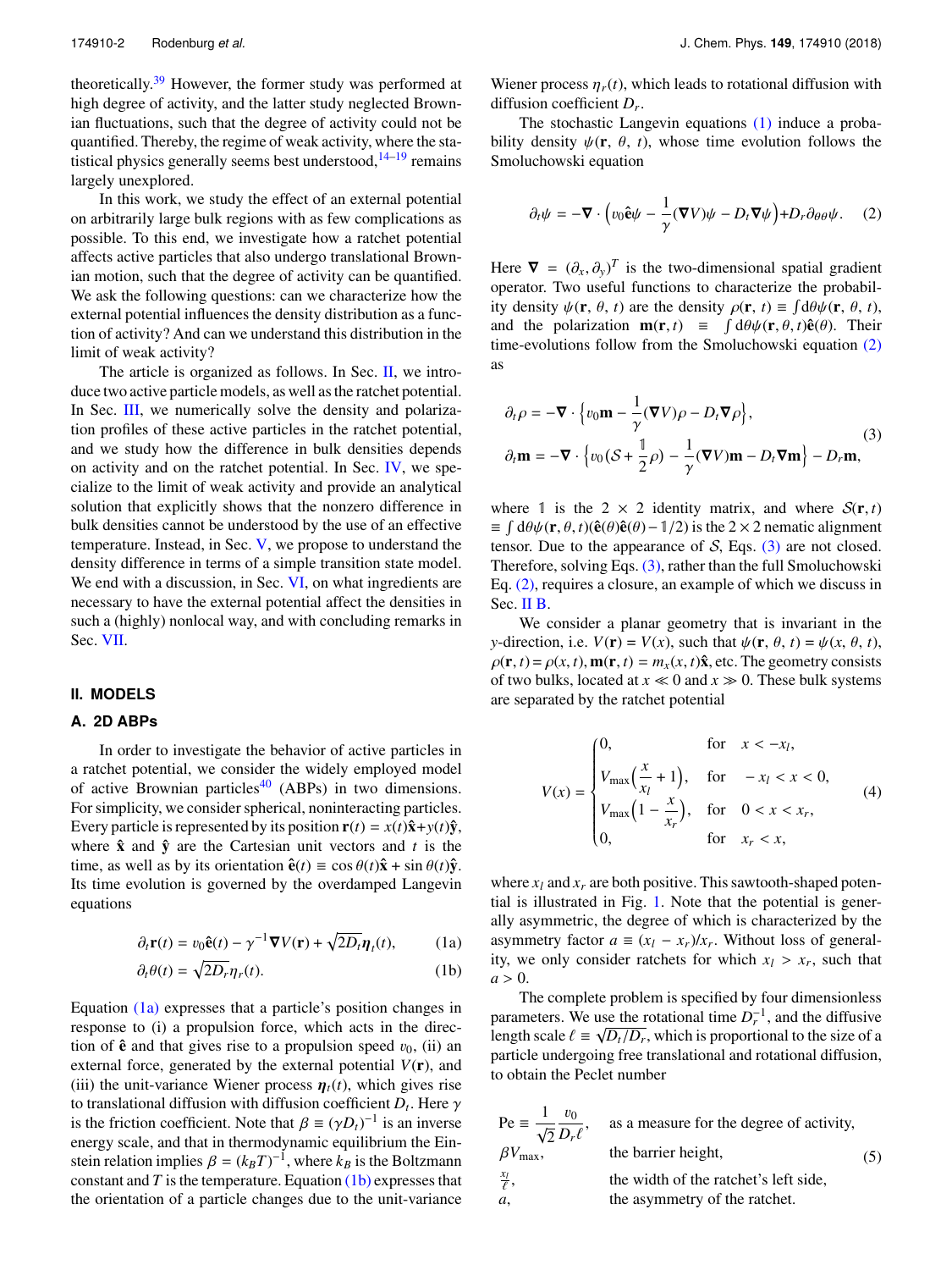theoretically.[39] However, the former study was performed at high degree of activity, and the latter study neglected Brownian fluctuations, such that the degree of activity could not be quantified. Thereby, the regime of weak activity, where the statistical physics generally seems best understood,[14–19] remains largely unexplored.

In this work, we study the effect of an external potential on arbitrarily large bulk regions with as few complications as possible. To this end, we investigate how a ratchet potential affects active particles that also undergo translational Brownian motion, such that the degree of activity can be quantified. We ask the following questions: can we characterize how the external potential influences the density distribution as a function of activity? And can we understand this distribution in the limit of weak activity?

The article is organized as follows. In Sec. II, we introduce two active particle models, as well as the ratchet potential. In Sec. III, we numerically solve the density and polarization profiles of these active particles in the ratchet potential, and we study how the difference in bulk densities depends on activity and on the ratchet potential. In Sec. IV, we specialize to the limit of weak activity and provide an analytical solution that explicitly shows that the nonzero difference in bulk densities cannot be understood by the use of an effective temperature. Instead, in Sec. V, we propose to understand the density difference in terms of a simple transition state model. We end with a discussion, in Sec. VI, on what ingredients are necessary to have the external potential affect the densities in such a (highly) nonlocal way, and with concluding remarks in Sec. VII.

## II. MODELS

### A. 2D ABPs

In order to investigate the behavior of active particles in a ratchet potential, we consider the widely employed model of active Brownian particles[40] (ABPs) in two dimensions. For simplicity, we consider spherical, noninteracting particles. Every particle is represented by its position $\mathbf{r}(t) = x(t)\hat{\mathbf{x}} + y(t)\hat{\mathbf{y}}$, where $\hat{\mathbf{x}}$ and $\hat{\mathbf{y}}$ are the Cartesian unit vectors and $t$ is the time, as well as by its orientation $\hat{\mathbf{e}}(t) \equiv \cos\theta(t)\hat{\mathbf{x}} + \sin\theta(t)\hat{\mathbf{y}}$. Its time evolution is governed by the overdamped Langevin equations

$$\partial_t \mathbf{r}(t) = v_0 \hat{\mathbf{e}}(t) - \gamma^{-1}\boldsymbol{\nabla} V(\mathbf{r}) + \sqrt{2D_t}\boldsymbol{\eta}_t(t), \tag{1a}$$

$$\partial_t \theta(t) = \sqrt{2D_r}\eta_r(t). \tag{1b}$$

Equation (1a) expresses that a particle's position changes in response to (i) a propulsion force, which acts in the direction of $\hat{\mathbf{e}}$ and that gives rise to a propulsion speed $v_0$, (ii) an external force, generated by the external potential $V(\mathbf{r})$, and (iii) the unit-variance Wiener process $\boldsymbol{\eta}_t(t)$, which gives rise to translational diffusion with diffusion coefficient $D_t$. Here $\gamma$ is the friction coefficient. Note that $\beta \equiv (\gamma D_t)^{-1}$ is an inverse energy scale, and that in thermodynamic equilibrium the Einstein relation implies $\beta = (k_B T)^{-1}$, where $k_B$ is the Boltzmann constant and $T$ is the temperature. Equation (1b) expresses that the orientation of a particle changes due to the unit-variance Wiener process $\eta_r(t)$, which leads to rotational diffusion with diffusion coefficient $D_r$.

The stochastic Langevin equations (1) induce a probability density $\psi(\mathbf{r}, \theta, t)$, whose time evolution follows the Smoluchowski equation

$$\partial_t \psi = -\boldsymbol{\nabla} \cdot \left( v_0 \hat{\mathbf{e}}\psi - \frac{1}{\gamma}(\boldsymbol{\nabla} V)\psi - D_t \boldsymbol{\nabla}\psi \right) + D_r \partial_{\theta\theta}\psi. \tag{2}$$

Here $\boldsymbol{\nabla} = (\partial_x, \partial_y)^T$ is the two-dimensional spatial gradient operator. Two useful functions to characterize the probability density $\psi(\mathbf{r}, \theta, t)$ are the density $\rho(\mathbf{r}, t) = \int d\theta \psi(\mathbf{r}, \theta, t)$, and the polarization $\mathbf{m}(\mathbf{r}, t) \equiv \int d\theta \psi(\mathbf{r}, \theta, t)\hat{\mathbf{e}}(\theta)$. Their time-evolutions follow from the Smoluchowski equation (2) as

$$\begin{aligned}
\partial_t \rho &= -\boldsymbol{\nabla} \cdot \left\{ v_0 \mathbf{m} - \frac{1}{\gamma}(\boldsymbol{\nabla} V)\rho - D_t \boldsymbol{\nabla}\rho \right\}, \\
\partial_t \mathbf{m} &= -\boldsymbol{\nabla} \cdot \left\{ v_0 (\mathcal{S} + \frac{\mathbb{1}}{2}\rho) - \frac{1}{\gamma}(\boldsymbol{\nabla} V)\mathbf{m} - D_t \boldsymbol{\nabla}\mathbf{m} \right\} - D_r \mathbf{m},
\end{aligned} \tag{3}$$

where $\mathbb{1}$ is the $2 \times 2$ identity matrix, and where $\mathcal{S}(\mathbf{r}, t) \equiv \int d\theta \psi(\mathbf{r}, \theta, t)(\hat{\mathbf{e}}(\theta)\hat{\mathbf{e}}(\theta) - \mathbb{1}/2)$ is the $2 \times 2$ nematic alignment tensor. Due to the appearance of $\mathcal{S}$, Eqs. (3) are not closed. Therefore, solving Eqs. (3), rather than the full Smoluchowski Eq. (2), requires a closure, an example of which we discuss in Sec. II B.

We consider a planar geometry that is invariant in the $y$-direction, i.e. $V(\mathbf{r}) = V(x)$, such that $\psi(\mathbf{r}, \theta, t) = \psi(x, \theta, t)$, $\rho(\mathbf{r}, t) = \rho(x, t)$, $\mathbf{m}(\mathbf{r}, t) = m_x(x, t)\hat{\mathbf{x}}$, etc. The geometry consists of two bulks, located at $x \ll 0$ and $x \gg 0$. These bulk systems are separated by the ratchet potential

$$V(x) = \begin{cases} 0, & \text{for} \quad x < -x_l, \\ V_{\max}\left(\dfrac{x}{x_l} + 1\right), & \text{for} \quad -x_l < x < 0, \\ V_{\max}\left(1 - \dfrac{x}{x_r}\right), & \text{for} \quad 0 < x < x_r, \\ 0, & \text{for} \quad x_r < x, \end{cases} \tag{4}$$

where $x_l$ and $x_r$ are both positive. This sawtooth-shaped potential is illustrated in Fig. 1. Note that the potential is generally asymmetric, the degree of which is characterized by the asymmetry factor $a \equiv (x_l - x_r)/x_r$. Without loss of generality, we only consider ratchets for which $x_l > x_r$, such that $a > 0$.

The complete problem is specified by four dimensionless parameters. We use the rotational time $D_r^{-1}$, and the diffusive length scale $\ell \equiv \sqrt{D_t/D_r}$, which is proportional to the size of a particle undergoing free translational and rotational diffusion, to obtain the Peclet number

$$\begin{array}{ll}
\text{Pe} \equiv \dfrac{1}{\sqrt{2}}\dfrac{v_0}{D_r \ell}, & \text{as a measure for the degree of activity,} \\
\beta V_{\max}, & \text{the barrier height,} \\
\frac{x_l}{\ell}, & \text{the width of the ratchet's left side,} \\
a, & \text{the asymmetry of the ratchet.}
\end{array} \tag{5}$$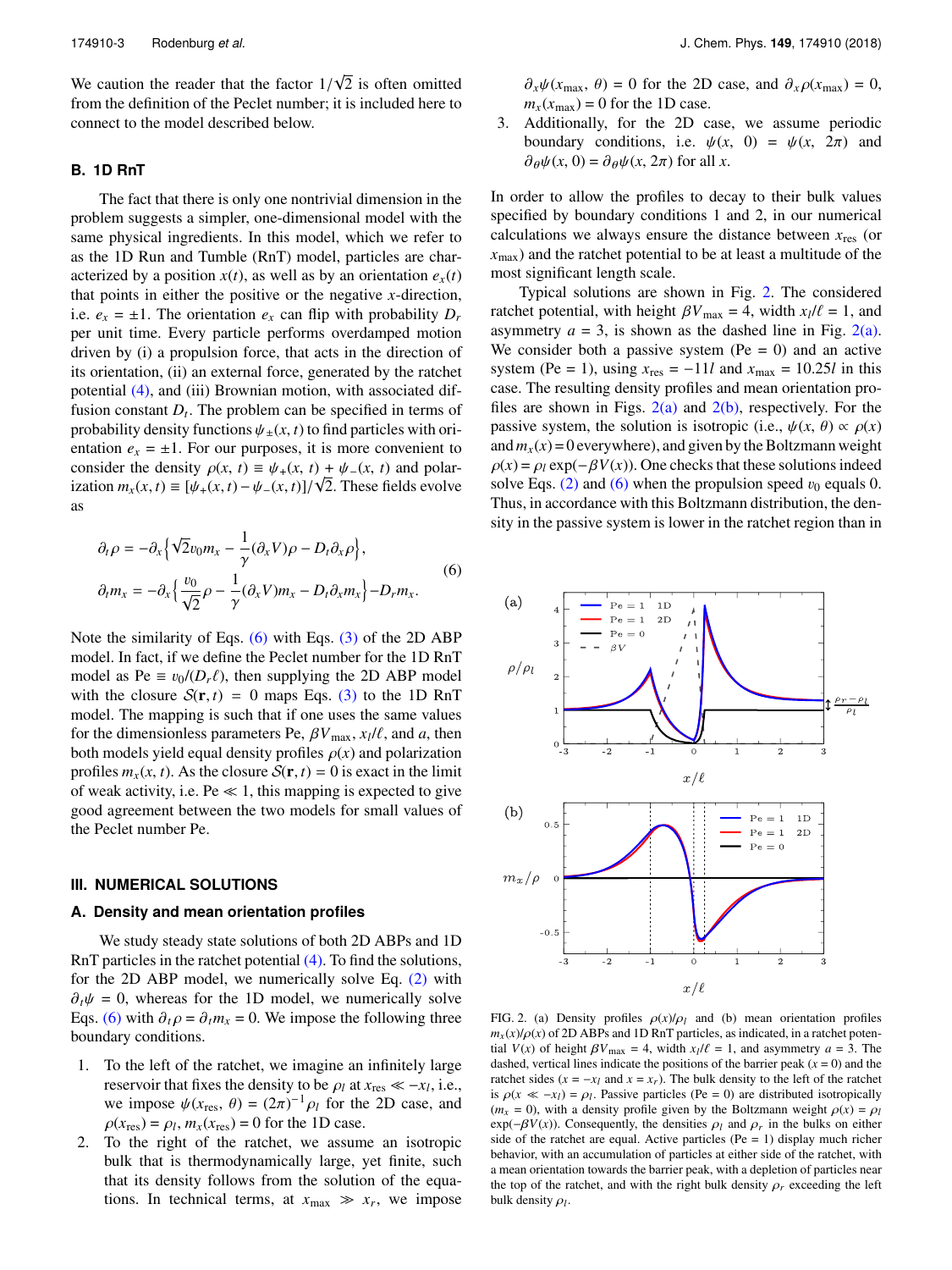We caution the reader that the factor $1/\sqrt{2}$ is often omitted from the definition of the Peclet number; it is included here to connect to the model described below.

### B. 1D RnT

The fact that there is only one nontrivial dimension in the problem suggests a simpler, one-dimensional model with the same physical ingredients. In this model, which we refer to as the 1D Run and Tumble (RnT) model, particles are characterized by a position $x(t)$, as well as by an orientation $e_x(t)$ that points in either the positive or the negative $x$-direction, i.e. $e_x = \pm 1$. The orientation $e_x$ can flip with probability $D_r$ per unit time. Every particle performs overdamped motion driven by (i) a propulsion force, that acts in the direction of its orientation, (ii) an external force, generated by the ratchet potential (4), and (iii) Brownian motion, with associated diffusion constant $D_t$. The problem can be specified in terms of probability density functions $\psi_\pm(x, t)$ to find particles with orientation $e_x = \pm 1$. For our purposes, it is more convenient to consider the density $\rho(x, t) \equiv \psi_+(x, t) + \psi_-(x, t)$ and polarization $m_x(x, t) \equiv [\psi_+(x, t) - \psi_-(x, t)]/\sqrt{2}$. These fields evolve as

$$
\begin{aligned}
\partial_t \rho &= -\partial_x \Big\{ \sqrt{2} v_0 m_x - \frac{1}{\gamma}(\partial_x V)\rho - D_t \partial_x \rho \Big\}, \\
\partial_t m_x &= -\partial_x \Big\{ \frac{v_0}{\sqrt{2}}\rho - \frac{1}{\gamma}(\partial_x V) m_x - D_t \partial_x m_x \Big\} - D_r m_x.
\end{aligned}
\tag{6}
$$

Note the similarity of Eqs. (6) with Eqs. (3) of the 2D ABP model. In fact, if we define the Peclet number for the 1D RnT model as $\mathrm{Pe} \equiv v_0/(D_r \ell)$, then supplying the 2D ABP model with the closure $\mathcal{S}(\mathbf{r}, t) = 0$ maps Eqs. (3) to the 1D RnT model. The mapping is such that if one uses the same values for the dimensionless parameters Pe, $\beta V_{\max}$, $x_l/\ell$, and $a$, then both models yield equal density profiles $\rho(x)$ and polarization profiles $m_x(x, t)$. As the closure $\mathcal{S}(\mathbf{r}, t) = 0$ is exact in the limit of weak activity, i.e. $\mathrm{Pe} \ll 1$, this mapping is expected to give good agreement between the two models for small values of the Peclet number Pe.

## III. NUMERICAL SOLUTIONS

### A. Density and mean orientation profiles

We study steady state solutions of both 2D ABPs and 1D RnT particles in the ratchet potential (4). To find the solutions, for the 2D ABP model, we numerically solve Eq. (2) with $\partial_t \psi = 0$, whereas for the 1D model, we numerically solve Eqs. (6) with $\partial_t \rho = \partial_t m_x = 0$. We impose the following three boundary conditions.

1. To the left of the ratchet, we imagine an infinitely large reservoir that fixes the density to be $\rho_l$ at $x_{\mathrm{res}} \ll -x_l$, i.e., we impose $\psi(x_{\mathrm{res}}, \theta) = (2\pi)^{-1}\rho_l$ for the 2D case, and $\rho(x_{\mathrm{res}}) = \rho_l$, $m_x(x_{\mathrm{res}}) = 0$ for the 1D case.
2. To the right of the ratchet, we assume an isotropic bulk that is thermodynamically large, yet finite, such that its density follows from the solution of the equations. In technical terms, at $x_{\max} \gg x_r$, we impose $\partial_x \psi(x_{\max}, \theta) = 0$ for the 2D case, and $\partial_x \rho(x_{\max}) = 0$, $m_x(x_{\max}) = 0$ for the 1D case.
3. Additionally, for the 2D case, we assume periodic boundary conditions, i.e. $\psi(x, 0) = \psi(x, 2\pi)$ and $\partial_\theta \psi(x, 0) = \partial_\theta \psi(x, 2\pi)$ for all $x$.

In order to allow the profiles to decay to their bulk values specified by boundary conditions 1 and 2, in our numerical calculations we always ensure the distance between $x_{\mathrm{res}}$ (or $x_{\max}$) and the ratchet potential to be at least a multitude of the most significant length scale.

Typical solutions are shown in Fig. 2. The considered ratchet potential, with height $\beta V_{\max} = 4$, width $x_l/\ell = 1$, and asymmetry $a = 3$, is shown as the dashed line in Fig. 2(a). We consider both a passive system (Pe = 0) and an active system (Pe = 1), using $x_{\mathrm{res}} = -11l$ and $x_{\max} = 10.25l$ in this case. The resulting density profiles and mean orientation profiles are shown in Figs. 2(a) and 2(b), respectively. For the passive system, the solution is isotropic (i.e., $\psi(x, \theta) \propto \rho(x)$ and $m_x(x) = 0$ everywhere), and given by the Boltzmann weight $\rho(x) = \rho_l \exp(-\beta V(x))$. One checks that these solutions indeed solve Eqs. (2) and (6) when the propulsion speed $v_0$ equals 0. Thus, in accordance with this Boltzmann distribution, the density in the passive system is lower in the ratchet region than in

FIG. 2. (a) Density profiles $\rho(x)/\rho_l$ and (b) mean orientation profiles $m_x(x)/\rho(x)$ of 2D ABPs and 1D RnT particles, as indicated, in a ratchet potential $V(x)$ of height $\beta V_{\max} = 4$, width $x_l/\ell = 1$, and asymmetry $a = 3$. The dashed, vertical lines indicate the positions of the barrier peak ($x = 0$) and the ratchet sides ($x = -x_l$ and $x = x_r$). The bulk density to the left of the ratchet is $\rho(x \ll -x_l) = \rho_l$. Passive particles (Pe = 0) are distributed isotropically ($m_x = 0$), with a density profile given by the Boltzmann weight $\rho(x) = \rho_l \exp(-\beta V(x))$. Consequently, the densities $\rho_l$ and $\rho_r$ in the bulks on either side of the ratchet are equal. Active particles (Pe = 1) display much richer behavior, with an accumulation of particles at either side of the ratchet, with a mean orientation towards the barrier peak, with a depletion of particles near the top of the ratchet, and with the right bulk density $\rho_r$ exceeding the left bulk density $\rho_l$.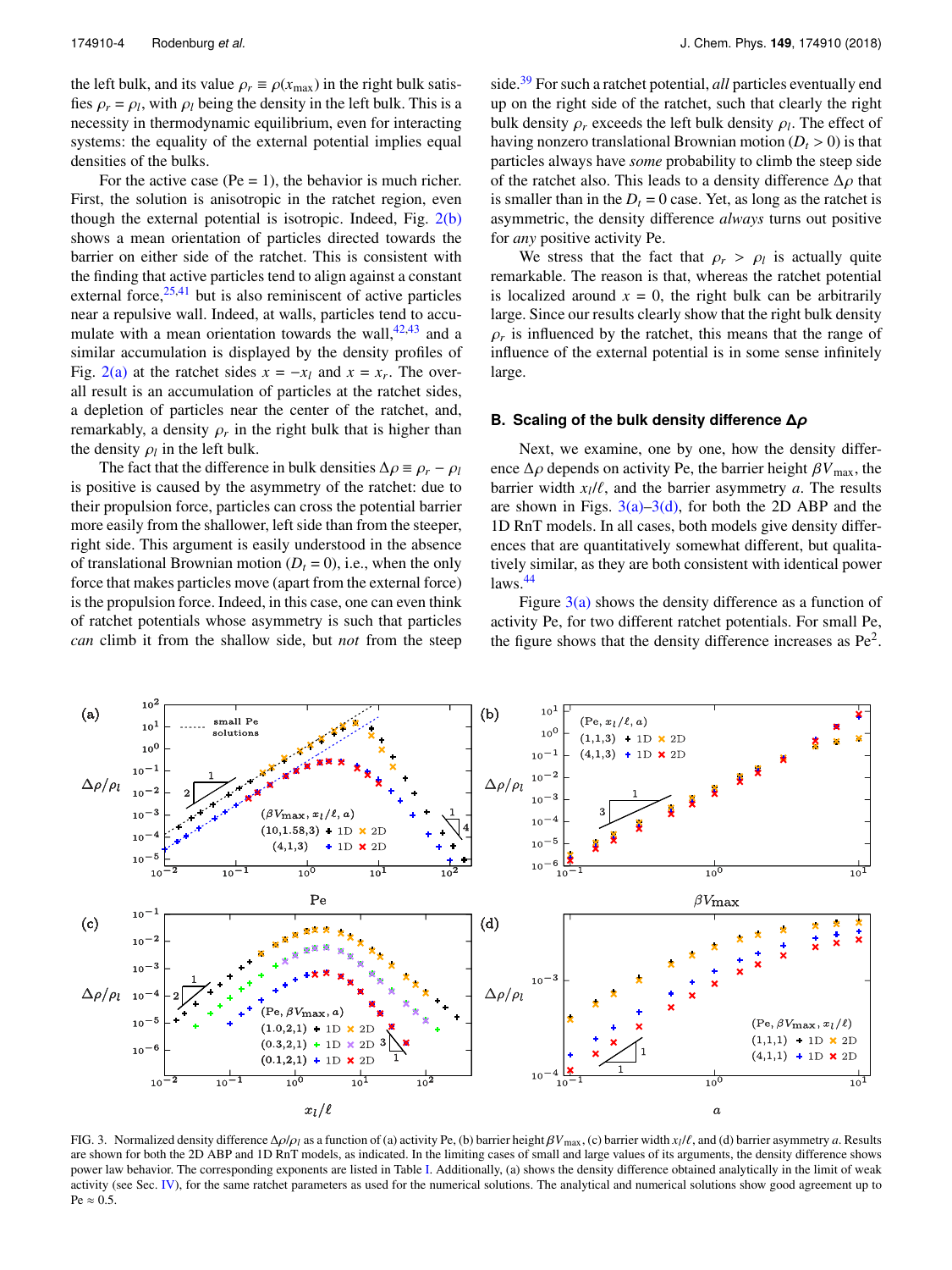the left bulk, and its value $\rho_r \equiv \rho(x_{\max})$ in the right bulk satisfies $\rho_r = \rho_l$, with $\rho_l$ being the density in the left bulk. This is a necessity in thermodynamic equilibrium, even for interacting systems: the equality of the external potential implies equal densities of the bulks.

For the active case (Pe = 1), the behavior is much richer. First, the solution is anisotropic in the ratchet region, even though the external potential is isotropic. Indeed, Fig. 2(b) shows a mean orientation of particles directed towards the barrier on either side of the ratchet. This is consistent with the finding that active particles tend to align against a constant external force,[25,41] but is also reminiscent of active particles near a repulsive wall. Indeed, at walls, particles tend to accumulate with a mean orientation towards the wall,[42,43] and a similar accumulation is displayed by the density profiles of Fig. 2(a) at the ratchet sides $x = -x_l$ and $x = x_r$. The overall result is an accumulation of particles at the ratchet sides, a depletion of particles near the center of the ratchet, and, remarkably, a density $\rho_r$ in the right bulk that is higher than the density $\rho_l$ in the left bulk.

The fact that the difference in bulk densities $\Delta\rho \equiv \rho_r - \rho_l$ is positive is caused by the asymmetry of the ratchet: due to their propulsion force, particles can cross the potential barrier more easily from the shallower, left side than from the steeper, right side. This argument is easily understood in the absence of translational Brownian motion ($D_t = 0$), i.e., when the only force that makes particles move (apart from the external force) is the propulsion force. Indeed, in this case, one can even think of ratchet potentials whose asymmetry is such that particles *can* climb it from the shallow side, but *not* from the steep side.[39] For such a ratchet potential, *all* particles eventually end up on the right side of the ratchet, such that clearly the right bulk density $\rho_r$ exceeds the left bulk density $\rho_l$. The effect of having nonzero translational Brownian motion ($D_t > 0$) is that particles always have *some* probability to climb the steep side of the ratchet also. This leads to a density difference $\Delta\rho$ that is smaller than in the $D_t = 0$ case. Yet, as long as the ratchet is asymmetric, the density difference *always* turns out positive for *any* positive activity Pe.

We stress that the fact that $\rho_r > \rho_l$ is actually quite remarkable. The reason is that, whereas the ratchet potential is localized around $x = 0$, the right bulk can be arbitrarily large. Since our results clearly show that the right bulk density $\rho_r$ is influenced by the ratchet, this means that the range of influence of the external potential is in some sense infinitely large.

### B. Scaling of the bulk density difference $\Delta\rho$

Next, we examine, one by one, how the density difference $\Delta\rho$ depends on activity Pe, the barrier height $\beta V_{\max}$, the barrier width $x_l/\ell$, and the barrier asymmetry $a$. The results are shown in Figs. 3(a)–3(d), for both the 2D ABP and the 1D RnT models. In all cases, both models give density differences that are quantitatively somewhat different, but qualitatively similar, as they are both consistent with identical power laws.[44]

Figure 3(a) shows the density difference as a function of activity Pe, for two different ratchet potentials. For small Pe, the figure shows that the density difference increases as $\text{Pe}^2$.

FIG. 3. Normalized density difference $\Delta\rho/\rho_l$ as a function of (a) activity Pe, (b) barrier height $\beta V_{\max}$, (c) barrier width $x_l/\ell$, and (d) barrier asymmetry $a$. Results are shown for both the 2D ABP and 1D RnT models, as indicated. In the limiting cases of small and large values of its arguments, the density difference shows power law behavior. The corresponding exponents are listed in Table I. Additionally, (a) shows the density difference obtained analytically in the limit of weak activity (see Sec. IV), for the same ratchet parameters as used for the numerical solutions. The analytical and numerical solutions show good agreement up to Pe ≈ 0.5.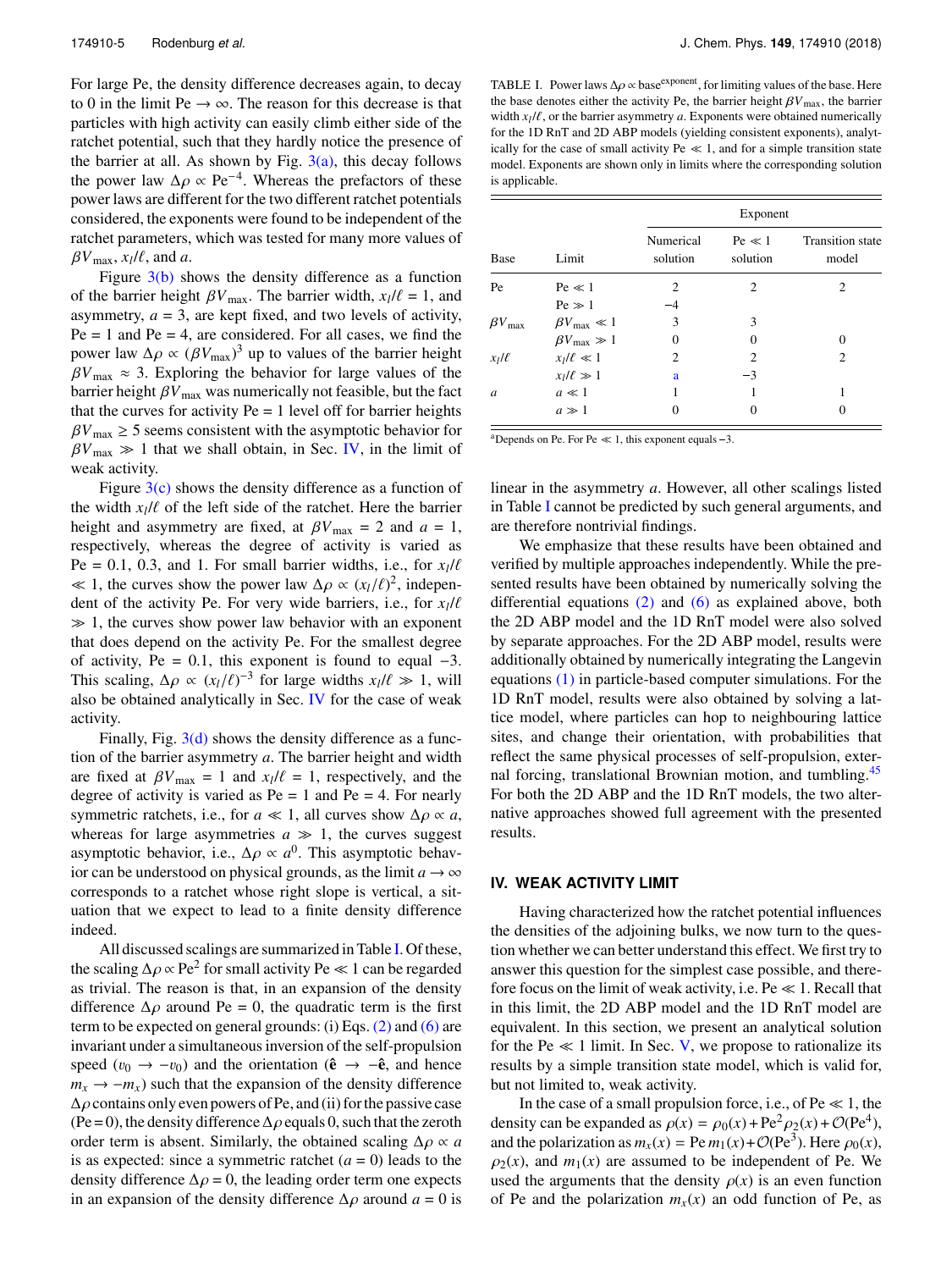For large Pe, the density difference decreases again, to decay to 0 in the limit $\mathrm{Pe} \to \infty$. The reason for this decrease is that particles with high activity can easily climb either side of the ratchet potential, such that they hardly notice the presence of the barrier at all. As shown by Fig. 3(a), this decay follows the power law $\Delta\rho \propto \mathrm{Pe}^{-4}$. Whereas the prefactors of these power laws are different for the two different ratchet potentials considered, the exponents were found to be independent of the ratchet parameters, which was tested for many more values of $\beta V_{\mathrm{max}}$, $x_l/\ell$, and $a$.

Figure 3(b) shows the density difference as a function of the barrier height $\beta V_{\mathrm{max}}$. The barrier width, $x_l/\ell = 1$, and asymmetry, $a = 3$, are kept fixed, and two levels of activity, $\mathrm{Pe} = 1$ and $\mathrm{Pe} = 4$, are considered. For all cases, we find the power law $\Delta\rho \propto (\beta V_{\mathrm{max}})^3$ up to values of the barrier height $\beta V_{\mathrm{max}} \approx 3$. Exploring the behavior for large values of the barrier height $\beta V_{\mathrm{max}}$ was numerically not feasible, but the fact that the curves for activity Pe = 1 level off for barrier heights $\beta V_{\mathrm{max}} \geq 5$ seems consistent with the asymptotic behavior for $\beta V_{\mathrm{max}} \gg 1$ that we shall obtain, in Sec. IV, in the limit of weak activity.

Figure 3(c) shows the density difference as a function of the width $x_l/\ell$ of the left side of the ratchet. Here the barrier height and asymmetry are fixed, at $\beta V_{\mathrm{max}} = 2$ and $a = 1$, respectively, whereas the degree of activity is varied as $\mathrm{Pe} = 0.1$, 0.3, and 1. For small barrier widths, i.e., for $x_l/\ell \ll 1$, the curves show the power law $\Delta\rho \propto (x_l/\ell)^2$, independent of the activity Pe. For very wide barriers, i.e., for $x_l/\ell \gg 1$, the curves show power law behavior with an exponent that does depend on the activity Pe. For the smallest degree of activity, $\mathrm{Pe} = 0.1$, this exponent is found to equal $-3$. This scaling, $\Delta\rho \propto (x_l/\ell)^{-3}$ for large widths $x_l/\ell \gg 1$, will also be obtained analytically in Sec. IV for the case of weak activity.

Finally, Fig. 3(d) shows the density difference as a function of the barrier asymmetry $a$. The barrier height and width are fixed at $\beta V_{\mathrm{max}} = 1$ and $x_l/\ell = 1$, respectively, and the degree of activity is varied as $\mathrm{Pe} = 1$ and $\mathrm{Pe} = 4$. For nearly symmetric ratchets, i.e., for $a \ll 1$, all curves show $\Delta\rho \propto a$, whereas for large asymmetries $a \gg 1$, the curves suggest asymptotic behavior, i.e., $\Delta\rho \propto a^0$. This asymptotic behavior can be understood on physical grounds, as the limit $a \to \infty$ corresponds to a ratchet whose right slope is vertical, a situation that we expect to lead to a finite density difference indeed.

All discussed scalings are summarized in Table I. Of these, the scaling $\Delta\rho \propto \mathrm{Pe}^2$ for small activity $\mathrm{Pe} \ll 1$ can be regarded as trivial. The reason is that, in an expansion of the density difference $\Delta\rho$ around Pe = 0, the quadratic term is the first term to be expected on general grounds: (i) Eqs. (2) and (6) are invariant under a simultaneous inversion of the self-propulsion speed ($v_0 \to -v_0$) and the orientation ($\hat{\mathbf{e}} \to -\hat{\mathbf{e}}$, and hence $m_x \to -m_x$) such that the expansion of the density difference $\Delta\rho$ contains only even powers of Pe, and (ii) for the passive case (Pe = 0), the density difference $\Delta\rho$ equals 0, such that the zeroth order term is absent. Similarly, the obtained scaling $\Delta\rho \propto a$ is as expected: since a symmetric ratchet ($a = 0$) leads to the density difference $\Delta\rho = 0$, the leading order term one expects in an expansion of the density difference $\Delta\rho$ around $a = 0$ is linear in the asymmetry $a$. However, all other scalings listed in Table I cannot be predicted by such general arguments, and are therefore nontrivial findings.

TABLE I. Power laws $\Delta\rho \propto \mathrm{base}^{\mathrm{exponent}}$, for limiting values of the base. Here the base denotes either the activity Pe, the barrier height $\beta V_{\mathrm{max}}$, the barrier width $x_l/\ell$, or the barrier asymmetry $a$. Exponents were obtained numerically for the 1D RnT and 2D ABP models (yielding consistent exponents), analytically for the case of small activity $\mathrm{Pe} \ll 1$, and for a simple transition state model. Exponents are shown only in limits where the corresponding solution is applicable.

| | | Exponent | | |
|---|---|---|---|---|
| Base | Limit | Numerical solution | $\mathrm{Pe} \ll 1$ solution | Transition state model |
| Pe | $\mathrm{Pe} \ll 1$ | 2 | 2 | 2 |
| | $\mathrm{Pe} \gg 1$ | $-4$ | | |
| $\beta V_{\mathrm{max}}$ | $\beta V_{\mathrm{max}} \ll 1$ | 3 | 3 | |
| | $\beta V_{\mathrm{max}} \gg 1$ | 0 | 0 | 0 |
| $x_l/\ell$ | $x_l/\ell \ll 1$ | 2 | 2 | 2 |
| | $x_l/\ell \gg 1$ | a | $-3$ | |
| $a$ | $a \ll 1$ | 1 | 1 | 1 |
| | $a \gg 1$ | 0 | 0 | 0 |

[a]Depends on Pe. For $\mathrm{Pe} \ll 1$, this exponent equals $-3$.

We emphasize that these results have been obtained and verified by multiple approaches independently. While the presented results have been obtained by numerically solving the differential equations (2) and (6) as explained above, both the 2D ABP model and the 1D RnT model were also solved by separate approaches. For the 2D ABP model, results were additionally obtained by numerically integrating the Langevin equations (1) in particle-based computer simulations. For the 1D RnT model, results were also obtained by solving a lattice model, where particles can hop to neighbouring lattice sites, and change their orientation, with probabilities that reflect the same physical processes of self-propulsion, external forcing, translational Brownian motion, and tumbling.[45] For both the 2D ABP and the 1D RnT models, the two alternative approaches showed full agreement with the presented results.

## IV. WEAK ACTIVITY LIMIT

Having characterized how the ratchet potential influences the densities of the adjoining bulks, we now turn to the question whether we can better understand this effect. We first try to answer this question for the simplest case possible, and therefore focus on the limit of weak activity, i.e. $\mathrm{Pe} \ll 1$. Recall that in this limit, the 2D ABP model and the 1D RnT model are equivalent. In this section, we present an analytical solution for the $\mathrm{Pe} \ll 1$ limit. In Sec. V, we propose to rationalize its results by a simple transition state model, which is valid for, but not limited to, weak activity.

In the case of a small propulsion force, i.e., of $\mathrm{Pe} \ll 1$, the density can be expanded as $\rho(x) = \rho_0(x) + \mathrm{Pe}^2 \rho_2(x) + \mathcal{O}(\mathrm{Pe}^4)$, and the polarization as $m_x(x) = \mathrm{Pe}\, m_1(x) + \mathcal{O}(\mathrm{Pe}^3)$. Here $\rho_0(x)$, $\rho_2(x)$, and $m_1(x)$ are assumed to be independent of Pe. We used the arguments that the density $\rho(x)$ is an even function of Pe and the polarization $m_x(x)$ an odd function of Pe, as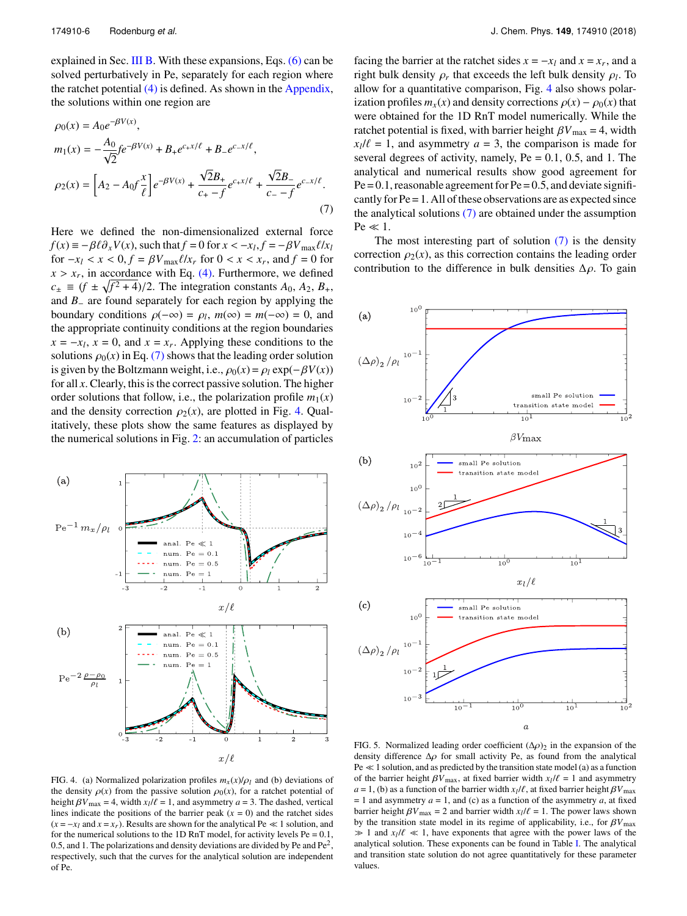explained in Sec. III B. With these expansions, Eqs. (6) can be solved perturbatively in Pe, separately for each region where the ratchet potential (4) is defined. As shown in the Appendix, the solutions within one region are

$$
\begin{aligned}
\rho_0(x) &= A_0 e^{-\beta V(x)}, \\
m_1(x) &= -\frac{A_0}{\sqrt{2}} f e^{-\beta V(x)} + B_+ e^{c_+ x/\ell} + B_- e^{c_- x/\ell}, \\
\rho_2(x) &= \left[A_2 - A_0 f \frac{x}{\ell}\right] e^{-\beta V(x)} + \frac{\sqrt{2}B_+}{c_+ - f} e^{c_+ x/\ell} + \frac{\sqrt{2}B_-}{c_- - f} e^{c_- x/\ell}.
\end{aligned}
\tag{7}
$$

Here we defined the non-dimensionalized external force $f(x) \equiv -\beta\ell\partial_x V(x)$, such that $f = 0$ for $x < -x_l$, $f = -\beta V_{\max}\ell/x_l$ for $-x_l < x < 0$, $f = \beta V_{\max}\ell/x_r$ for $0 < x < x_r$, and $f = 0$ for $x > x_r$, in accordance with Eq. (4). Furthermore, we defined $c_\pm \equiv (f \pm \sqrt{f^2+4})/2$. The integration constants $A_0$, $A_2$, $B_+$, and $B_-$ are found separately for each region by applying the boundary conditions $\rho(-\infty) = \rho_l$, $m(\infty) = m(-\infty) = 0$, and the appropriate continuity conditions at the region boundaries $x = -x_l$, $x = 0$, and $x = x_r$. Applying these conditions to the solutions $\rho_0(x)$ in Eq. (7) shows that the leading order solution is given by the Boltzmann weight, i.e., $\rho_0(x) = \rho_l \exp(-\beta V(x))$ for all $x$. Clearly, this is the correct passive solution. The higher order solutions that follow, i.e., the polarization profile $m_1(x)$ and the density correction $\rho_2(x)$, are plotted in Fig. 4. Qualitatively, these plots show the same features as displayed by the numerical solutions in Fig. 2: an accumulation of particles facing the barrier at the ratchet sides $x = -x_l$ and $x = x_r$, and a right bulk density $\rho_r$ that exceeds the left bulk density $\rho_l$. To allow for a quantitative comparison, Fig. 4 also shows polarization profiles $m_x(x)$ and density corrections $\rho(x) - \rho_0(x)$ that were obtained for the 1D RnT model numerically. While the ratchet potential is fixed, with barrier height $\beta V_{\max} = 4$, width $x_l/\ell = 1$, and asymmetry $a = 3$, the comparison is made for several degrees of activity, namely, Pe = 0.1, 0.5, and 1. The analytical and numerical results show good agreement for Pe = 0.1, reasonable agreement for Pe = 0.5, and deviate significantly for Pe = 1. All of these observations are as expected since the analytical solutions (7) are obtained under the assumption Pe $\ll$ 1.

FIG. 4. (a) Normalized polarization profiles $m_x(x)/\rho_l$ and (b) deviations of the density $\rho(x)$ from the passive solution $\rho_0(x)$, for a ratchet potential of height $\beta V_{\max} = 4$, width $x_l/\ell = 1$, and asymmetry $a = 3$. The dashed, vertical lines indicate the positions of the barrier peak ($x = 0$) and the ratchet sides ($x = -x_l$ and $x = x_r$). Results are shown for the analytical Pe $\ll$ 1 solution, and for the numerical solutions to the 1D RnT model, for activity levels Pe = 0.1, 0.5, and 1. The polarizations and density deviations are divided by Pe and Pe$^2$, respectively, such that the curves for the analytical solution are independent of Pe.

The most interesting part of solution (7) is the density correction $\rho_2(x)$, as this correction contains the leading order contribution to the difference in bulk densities $\Delta\rho$. To gain

FIG. 5. Normalized leading order coefficient $(\Delta\rho)_2$ in the expansion of the density difference $\Delta\rho$ for small activity Pe, as found from the analytical Pe $\ll$ 1 solution, and as predicted by the transition state model (a) as a function of the barrier height $\beta V_{\max}$, at fixed barrier width $x_l/\ell = 1$ and asymmetry $a = 1$, (b) as a function of the barrier width $x_l/\ell$, at fixed barrier height $\beta V_{\max} = 1$ and asymmetry $a = 1$, and (c) as a function of the asymmetry $a$, at fixed barrier height $\beta V_{\max} = 2$ and barrier width $x_l/\ell = 1$. The power laws shown by the transition state model in its regime of applicability, i.e., for $\beta V_{\max} \gg 1$ and $x_l/\ell \ll 1$, have exponents that agree with the power laws of the analytical solution. These exponents can be found in Table I. The analytical and transition state solution do not agree quantitatively for these parameter values.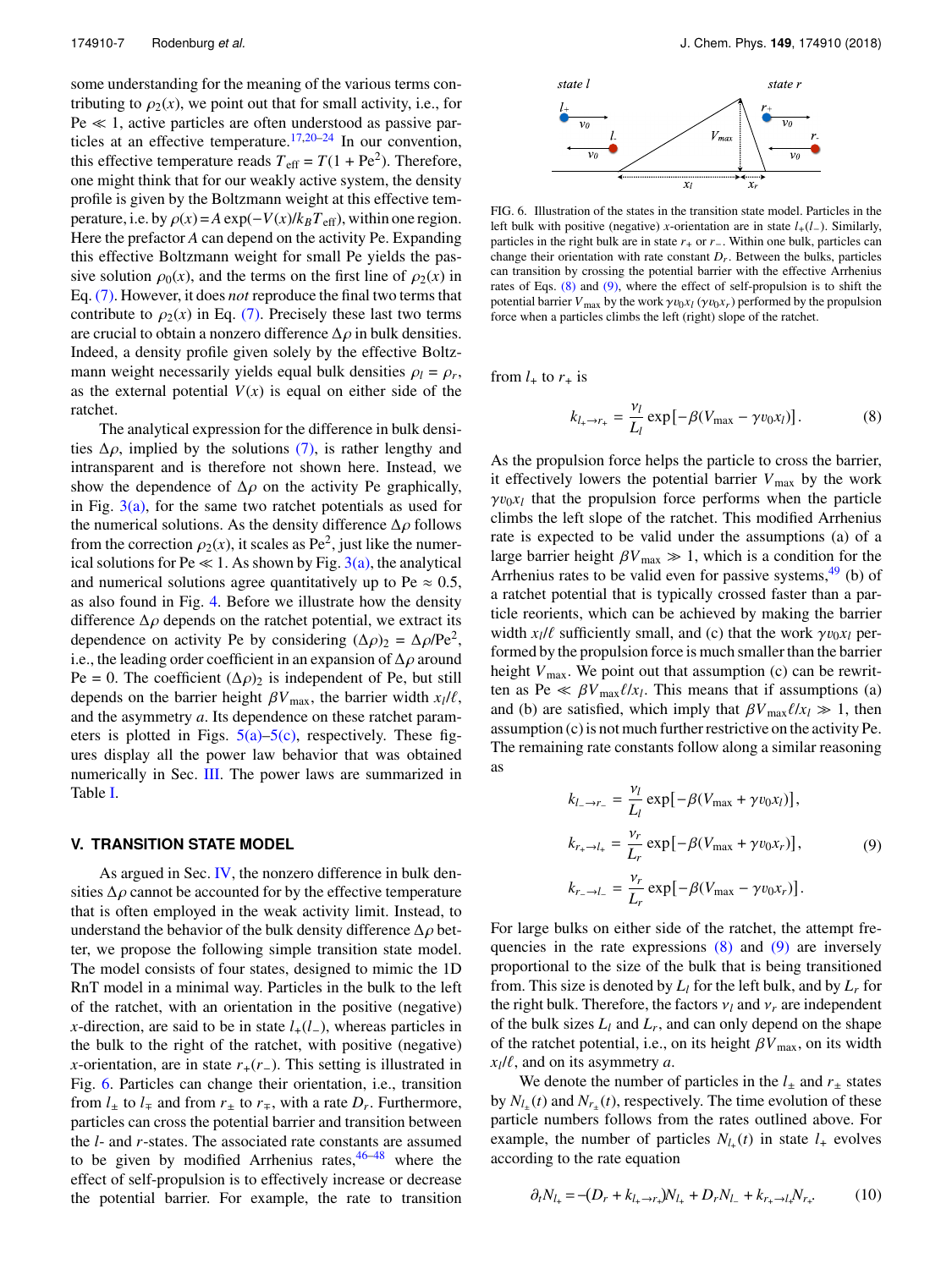some understanding for the meaning of the various terms contributing to $\rho_2(x)$, we point out that for small activity, i.e., for Pe $\ll 1$, active particles are often understood as passive particles at an effective temperature.[17,20–24] In our convention, this effective temperature reads $T_{\text{eff}} = T(1 + \text{Pe}^2)$. Therefore, one might think that for our weakly active system, the density profile is given by the Boltzmann weight at this effective temperature, i.e. by $\rho(x) = A\exp(-V(x)/k_BT_{\text{eff}})$, within one region. Here the prefactor $A$ can depend on the activity Pe. Expanding this effective Boltzmann weight for small Pe yields the passive solution $\rho_0(x)$, and the terms on the first line of $\rho_2(x)$ in Eq. (7). However, it does *not* reproduce the final two terms that contribute to $\rho_2(x)$ in Eq. (7). Precisely these last two terms are crucial to obtain a nonzero difference $\Delta\rho$ in bulk densities. Indeed, a density profile given solely by the effective Boltzmann weight necessarily yields equal bulk densities $\rho_l = \rho_r$, as the external potential $V(x)$ is equal on either side of the ratchet.

The analytical expression for the difference in bulk densities $\Delta\rho$, implied by the solutions (7), is rather lengthy and intransparent and is therefore not shown here. Instead, we show the dependence of $\Delta\rho$ on the activity Pe graphically, in Fig. 3(a), for the same two ratchet potentials as used for the numerical solutions. As the density difference $\Delta\rho$ follows from the correction $\rho_2(x)$, it scales as Pe$^2$, just like the numerical solutions for Pe $\ll 1$. As shown by Fig. 3(a), the analytical and numerical solutions agree quantitatively up to Pe $\approx 0.5$, as also found in Fig. 4. Before we illustrate how the density difference $\Delta\rho$ depends on the ratchet potential, we extract its dependence on activity Pe by considering $(\Delta\rho)_2 = \Delta\rho/\text{Pe}^2$, i.e., the leading order coefficient in an expansion of $\Delta\rho$ around Pe = 0. The coefficient $(\Delta\rho)_2$ is independent of Pe, but still depends on the barrier height $\beta V_{\max}$, the barrier width $x_l/\ell$, and the asymmetry $a$. Its dependence on these ratchet parameters is plotted in Figs. 5(a)–5(c), respectively. These figures display all the power law behavior that was obtained numerically in Sec. III. The power laws are summarized in Table I.

## V. TRANSITION STATE MODEL

As argued in Sec. IV, the nonzero difference in bulk densities $\Delta\rho$ cannot be accounted for by the effective temperature that is often employed in the weak activity limit. Instead, to understand the behavior of the bulk density difference $\Delta\rho$ better, we propose the following simple transition state model. The model consists of four states, designed to mimic the 1D RnT model in a minimal way. Particles in the bulk to the left of the ratchet, with an orientation in the positive (negative) $x$-direction, are said to be in state $l_+(l_-)$, whereas particles in the bulk to the right of the ratchet, with positive (negative) $x$-orientation, are in state $r_+(r_-)$. This setting is illustrated in Fig. 6. Particles can change their orientation, i.e., transition from $l_\pm$ to $l_\mp$ and from $r_\pm$ to $r_\mp$, with a rate $D_r$. Furthermore, particles can cross the potential barrier and transition between the $l$- and $r$-states. The associated rate constants are assumed to be given by modified Arrhenius rates,[46–48] where the effect of self-propulsion is to effectively increase or decrease the potential barrier. For example, the rate to transition

FIG. 6. Illustration of the states in the transition state model. Particles in the left bulk with positive (negative) $x$-orientation are in state $l_+(l_-)$. Similarly, particles in the right bulk are in state $r_+$ or $r_-$. Within one bulk, particles can change their orientation with rate constant $D_r$. Between the bulks, particles can transition by crossing the potential barrier with the effective Arrhenius rates of Eqs. (8) and (9), where the effect of self-propulsion is to shift the potential barrier $V_{\max}$ by the work $\gamma v_0 x_l$ ($\gamma v_0 x_r$) performed by the propulsion force when a particles climbs the left (right) slope of the ratchet.

from $l_+$ to $r_+$ is

$$k_{l_+\to r_+} = \frac{\nu_l}{L_l}\exp[-\beta(V_{\max} - \gamma v_0 x_l)]. \tag{8}$$

As the propulsion force helps the particle to cross the barrier, it effectively lowers the potential barrier $V_{\max}$ by the work $\gamma v_0 x_l$ that the propulsion force performs when the particle climbs the left slope of the ratchet. This modified Arrhenius rate is expected to be valid under the assumptions (a) of a large barrier height $\beta V_{\max} \gg 1$, which is a condition for the Arrhenius rates to be valid even for passive systems,[49] (b) of a ratchet potential that is typically crossed faster than a particle reorients, which can be achieved by making the barrier width $x_l/\ell$ sufficiently small, and (c) that the work $\gamma v_0 x_l$ performed by the propulsion force is much smaller than the barrier height $V_{\max}$. We point out that assumption (c) can be rewritten as Pe $\ll \beta V_{\max}\ell/x_l$. This means that if assumptions (a) and (b) are satisfied, which imply that $\beta V_{\max}\ell/x_l \gg 1$, then assumption (c) is not much further restrictive on the activity Pe. The remaining rate constants follow along a similar reasoning as

$$\begin{aligned}
k_{l_-\to r_-} &= \frac{\nu_l}{L_l}\exp[-\beta(V_{\max} + \gamma v_0 x_l)],\\
k_{r_+\to l_+} &= \frac{\nu_r}{L_r}\exp[-\beta(V_{\max} + \gamma v_0 x_r)],\\
k_{r_-\to l_-} &= \frac{\nu_r}{L_r}\exp[-\beta(V_{\max} - \gamma v_0 x_r)].
\end{aligned} \tag{9}$$

For large bulks on either side of the ratchet, the attempt frequencies in the rate expressions (8) and (9) are inversely proportional to the size of the bulk that is being transitioned from. This size is denoted by $L_l$ for the left bulk, and by $L_r$ for the right bulk. Therefore, the factors $\nu_l$ and $\nu_r$ are independent of the bulk sizes $L_l$ and $L_r$, and can only depend on the shape of the ratchet potential, i.e., on its height $\beta V_{\max}$, on its width $x_l/\ell$, and on its asymmetry $a$.

We denote the number of particles in the $l_\pm$ and $r_\pm$ states by $N_{l_\pm}(t)$ and $N_{r_\pm}(t)$, respectively. The time evolution of these particle numbers follows from the rates outlined above. For example, the number of particles $N_{l_+}(t)$ in state $l_+$ evolves according to the rate equation

$$\partial_t N_{l_+} = -(D_r + k_{l_+\to r_+})N_{l_+} + D_r N_{l_-} + k_{r_+\to l_+}N_{r_+}. \tag{10}$$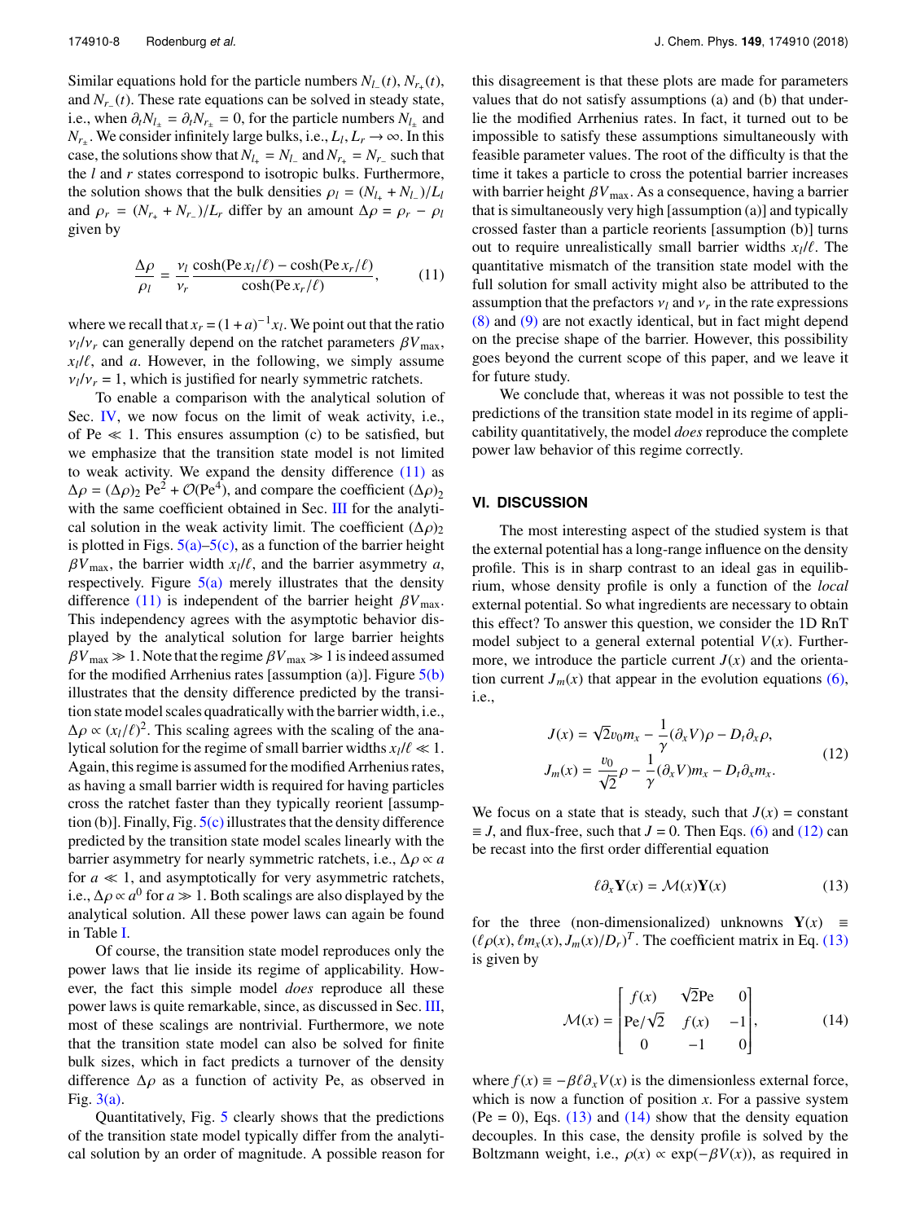Similar equations hold for the particle numbers $N_{l_-}(t)$, $N_{r_+}(t)$, and $N_{r_-}(t)$. These rate equations can be solved in steady state, i.e., when $\partial_t N_{l_\pm} = \partial_t N_{r_\pm} = 0$, for the particle numbers $N_{l_\pm}$ and $N_{r_\pm}$. We consider infinitely large bulks, i.e., $L_l, L_r \to \infty$. In this case, the solutions show that $N_{l_+} = N_{l_-}$ and $N_{r_+} = N_{r_-}$ such that the $l$ and $r$ states correspond to isotropic bulks. Furthermore, the solution shows that the bulk densities $\rho_l = (N_{l_+} + N_{l_-})/L_l$ and $\rho_r = (N_{r_+} + N_{r_-})/L_r$ differ by an amount $\Delta\rho = \rho_r - \rho_l$ given by

$$\frac{\Delta\rho}{\rho_l} = \frac{\nu_l}{\nu_r}\frac{\cosh(\mathrm{Pe}\,x_l/\ell) - \cosh(\mathrm{Pe}\,x_r/\ell)}{\cosh(\mathrm{Pe}\,x_r/\ell)}, \tag{11}$$

where we recall that $x_r = (1+a)^{-1}x_l$. We point out that the ratio $\nu_l/\nu_r$ can generally depend on the ratchet parameters $\beta V_{\max}$, $x_l/\ell$, and $a$. However, in the following, we simply assume $\nu_l/\nu_r = 1$, which is justified for nearly symmetric ratchets.

To enable a comparison with the analytical solution of Sec. IV, we now focus on the limit of weak activity, i.e., of $\mathrm{Pe} \ll 1$. This ensures assumption (c) to be satisfied, but we emphasize that the transition state model is not limited to weak activity. We expand the density difference (11) as $\Delta\rho = (\Delta\rho)_2\,\mathrm{Pe}^2 + \mathcal{O}(\mathrm{Pe}^4)$, and compare the coefficient $(\Delta\rho)_2$ with the same coefficient obtained in Sec. III for the analytical solution in the weak activity limit. The coefficient $(\Delta\rho)_2$ is plotted in Figs. 5(a)–5(c), as a function of the barrier height $\beta V_{\max}$, the barrier width $x_l/\ell$, and the barrier asymmetry $a$, respectively. Figure 5(a) merely illustrates that the density difference (11) is independent of the barrier height $\beta V_{\max}$. This independency agrees with the asymptotic behavior displayed by the analytical solution for large barrier heights $\beta V_{\max} \gg 1$. Note that the regime $\beta V_{\max} \gg 1$ is indeed assumed for the modified Arrhenius rates [assumption (a)]. Figure 5(b) illustrates that the density difference predicted by the transition state model scales quadratically with the barrier width, i.e., $\Delta\rho \propto (x_l/\ell)^2$. This scaling agrees with the scaling of the analytical solution for the regime of small barrier widths $x_l/\ell \ll 1$. Again, this regime is assumed for the modified Arrhenius rates, as having a small barrier width is required for having particles cross the ratchet faster than they typically reorient [assumption (b)]. Finally, Fig. 5(c) illustrates that the density difference predicted by the transition state model scales linearly with the barrier asymmetry for nearly symmetric ratchets, i.e., $\Delta\rho \propto a$ for $a \ll 1$, and asymptotically for very asymmetric ratchets, i.e., $\Delta\rho \propto a^0$ for $a \gg 1$. Both scalings are also displayed by the analytical solution. All these power laws can again be found in Table I.

Of course, the transition state model reproduces only the power laws that lie inside its regime of applicability. However, the fact this simple model *does* reproduce all these power laws is quite remarkable, since, as discussed in Sec. III, most of these scalings are nontrivial. Furthermore, we note that the transition state model can also be solved for finite bulk sizes, which in fact predicts a turnover of the density difference $\Delta\rho$ as a function of activity Pe, as observed in Fig. 3(a).

Quantitatively, Fig. 5 clearly shows that the predictions of the transition state model typically differ from the analytical solution by an order of magnitude. A possible reason for this disagreement is that these plots are made for parameters values that do not satisfy assumptions (a) and (b) that underlie the modified Arrhenius rates. In fact, it turned out to be impossible to satisfy these assumptions simultaneously with feasible parameter values. The root of the difficulty is that the time it takes a particle to cross the potential barrier increases with barrier height $\beta V_{\max}$. As a consequence, having a barrier that is simultaneously very high [assumption (a)] and typically crossed faster than a particle reorients [assumption (b)] turns out to require unrealistically small barrier widths $x_l/\ell$. The quantitative mismatch of the transition state model with the full solution for small activity might also be attributed to the assumption that the prefactors $\nu_l$ and $\nu_r$ in the rate expressions (8) and (9) are not exactly identical, but in fact might depend on the precise shape of the barrier. However, this possibility goes beyond the current scope of this paper, and we leave it for future study.

We conclude that, whereas it was not possible to test the predictions of the transition state model in its regime of applicability quantitatively, the model *does* reproduce the complete power law behavior of this regime correctly.

## VI. DISCUSSION

The most interesting aspect of the studied system is that the external potential has a long-range influence on the density profile. This is in sharp contrast to an ideal gas in equilibrium, whose density profile is only a function of the *local* external potential. So what ingredients are necessary to obtain this effect? To answer this question, we consider the 1D RnT model subject to a general external potential $V(x)$. Furthermore, we introduce the particle current $J(x)$ and the orientation current $J_m(x)$ that appear in the evolution equations (6), i.e.,

$$\begin{aligned} J(x) &= \sqrt{2}v_0 m_x - \frac{1}{\gamma}(\partial_x V)\rho - D_t\partial_x\rho, \\ J_m(x) &= \frac{v_0}{\sqrt{2}}\rho - \frac{1}{\gamma}(\partial_x V)m_x - D_t\partial_x m_x. \end{aligned} \tag{12}$$

We focus on a state that is steady, such that $J(x) = \text{constant} \equiv J$, and flux-free, such that $J = 0$. Then Eqs. (6) and (12) can be recast into the first order differential equation

$$\ell\partial_x \mathbf{Y}(x) = \mathcal{M}(x)\mathbf{Y}(x) \tag{13}$$

for the three (non-dimensionalized) unknowns $\mathbf{Y}(x) \equiv (\ell\rho(x), \ell m_x(x), J_m(x)/D_r)^T$. The coefficient matrix in Eq. (13) is given by

$$\mathcal{M}(x) = \begin{bmatrix} f(x) & \sqrt{2}\mathrm{Pe} & 0 \\ \mathrm{Pe}/\sqrt{2} & f(x) & -1 \\ 0 & -1 & 0 \end{bmatrix}, \tag{14}$$

where $f(x) \equiv -\beta\ell\partial_x V(x)$ is the dimensionless external force, which is now a function of position $x$. For a passive system ($\mathrm{Pe} = 0$), Eqs. (13) and (14) show that the density equation decouples. In this case, the density profile is solved by the Boltzmann weight, i.e., $\rho(x) \propto \exp(-\beta V(x))$, as required in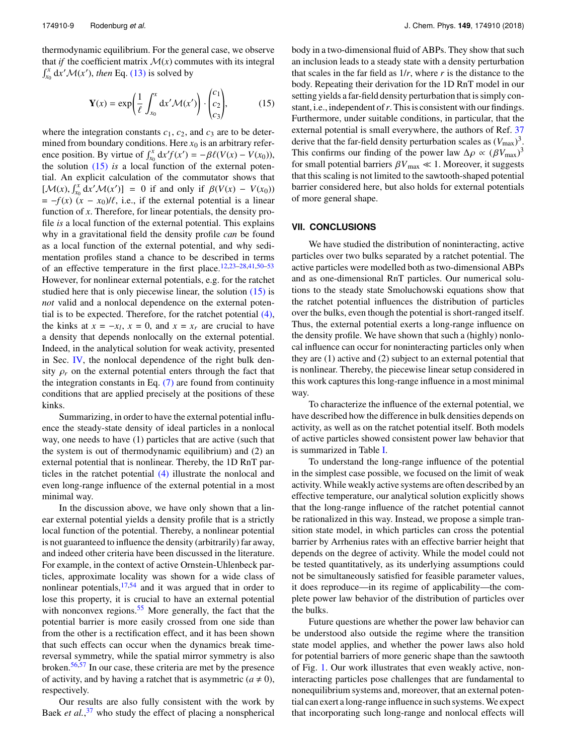thermodynamic equilibrium. For the general case, we observe that *if* the coefficient matrix $\mathcal{M}(x)$ commutes with its integral $\int_{x_0}^{x} dx'\mathcal{M}(x')$, *then* Eq. (13) is solved by

$$\mathbf{Y}(x) = \exp\left(\frac{1}{\ell}\int_{x_0}^{x} dx'\mathcal{M}(x')\right)\cdot\begin{pmatrix}c_1\\c_2\\c_3\end{pmatrix}, \tag{15}$$

where the integration constants $c_1$, $c_2$, and $c_3$ are to be determined from boundary conditions. Here $x_0$ is an arbitrary reference position. By virtue of $\int_{x_0}^{x} dx' f(x') = -\beta\ell(V(x) - V(x_0))$, the solution (15) *is* a local function of the external potential. An explicit calculation of the commutator shows that $[\mathcal{M}(x), \int_{x_0}^{x} dx'\mathcal{M}(x')] = 0$ if and only if $\beta(V(x) - V(x_0)) = -f(x)\,(x - x_0)/\ell$, i.e., if the external potential is a linear function of $x$. Therefore, for linear potentials, the density profile *is* a local function of the external potential. This explains why in a gravitational field the density profile *can* be found as a local function of the external potential, and why sedimentation profiles stand a chance to be described in terms of an effective temperature in the first place.[12,23–28,41,50–53] However, for nonlinear external potentials, e.g. for the ratchet studied here that is only piecewise linear, the solution (15) is *not* valid and a nonlocal dependence on the external potential is to be expected. Therefore, for the ratchet potential (4), the kinks at $x = -x_l$, $x = 0$, and $x = x_r$ are crucial to have a density that depends nonlocally on the external potential. Indeed, in the analytical solution for weak activity, presented in Sec. IV, the nonlocal dependence of the right bulk density $\rho_r$ on the external potential enters through the fact that the integration constants in Eq. (7) are found from continuity conditions that are applied precisely at the positions of these kinks.

Summarizing, in order to have the external potential influence the steady-state density of ideal particles in a nonlocal way, one needs to have (1) particles that are active (such that the system is out of thermodynamic equilibrium) and (2) an external potential that is nonlinear. Thereby, the 1D RnT particles in the ratchet potential (4) illustrate the nonlocal and even long-range influence of the external potential in a most minimal way.

In the discussion above, we have only shown that a linear external potential yields a density profile that is a strictly local function of the potential. Thereby, a nonlinear potential is not guaranteed to influence the density (arbitrarily) far away, and indeed other criteria have been discussed in the literature. For example, in the context of active Ornstein-Uhlenbeck particles, approximate locality was shown for a wide class of nonlinear potentials,[17,54] and it was argued that in order to lose this property, it is crucial to have an external potential with nonconvex regions.[55] More generally, the fact that the potential barrier is more easily crossed from one side than from the other is a rectification effect, and it has been shown that such effects can occur when the dynamics break time-reversal symmetry, while the spatial mirror symmetry is also broken.[56,57] In our case, these criteria are met by the presence of activity, and by having a ratchet that is asymmetric ($a \neq 0$), respectively.

Our results are also fully consistent with the work by Baek *et al.*,[37] who study the effect of placing a nonspherical body in a two-dimensional fluid of ABPs. They show that such an inclusion leads to a steady state with a density perturbation that scales in the far field as $1/r$, where $r$ is the distance to the body. Repeating their derivation for the 1D RnT model in our setting yields a far-field density perturbation that is simply constant, i.e., independent of $r$. This is consistent with our findings. Furthermore, under suitable conditions, in particular, that the external potential is small everywhere, the authors of Ref. 37 derive that the far-field density perturbation scales as $(V_{\max})^3$. This confirms our finding of the power law $\Delta\rho \propto (\beta V_{\max})^3$ for small potential barriers $\beta V_{\max} \ll 1$. Moreover, it suggests that this scaling is not limited to the sawtooth-shaped potential barrier considered here, but also holds for external potentials of more general shape.

## VII. CONCLUSIONS

We have studied the distribution of noninteracting, active particles over two bulks separated by a ratchet potential. The active particles were modelled both as two-dimensional ABPs and as one-dimensional RnT particles. Our numerical solutions to the steady state Smoluchowski equations show that the ratchet potential influences the distribution of particles over the bulks, even though the potential is short-ranged itself. Thus, the external potential exerts a long-range influence on the density profile. We have shown that such a (highly) nonlocal influence can occur for noninteracting particles only when they are (1) active and (2) subject to an external potential that is nonlinear. Thereby, the piecewise linear setup considered in this work captures this long-range influence in a most minimal way.

To characterize the influence of the external potential, we have described how the difference in bulk densities depends on activity, as well as on the ratchet potential itself. Both models of active particles showed consistent power law behavior that is summarized in Table I.

To understand the long-range influence of the potential in the simplest case possible, we focused on the limit of weak activity. While weakly active systems are often described by an effective temperature, our analytical solution explicitly shows that the long-range influence of the ratchet potential cannot be rationalized in this way. Instead, we propose a simple transition state model, in which particles can cross the potential barrier by Arrhenius rates with an effective barrier height that depends on the degree of activity. While the model could not be tested quantitatively, as its underlying assumptions could not be simultaneously satisfied for feasible parameter values, it does reproduce—in its regime of applicability—the complete power law behavior of the distribution of particles over the bulks.

Future questions are whether the power law behavior can be understood also outside the regime where the transition state model applies, and whether the power laws also hold for potential barriers of more generic shape than the sawtooth of Fig. 1. Our work illustrates that even weakly active, noninteracting particles pose challenges that are fundamental to nonequilibrium systems and, moreover, that an external potential can exert a long-range influence in such systems. We expect that incorporating such long-range and nonlocal effects will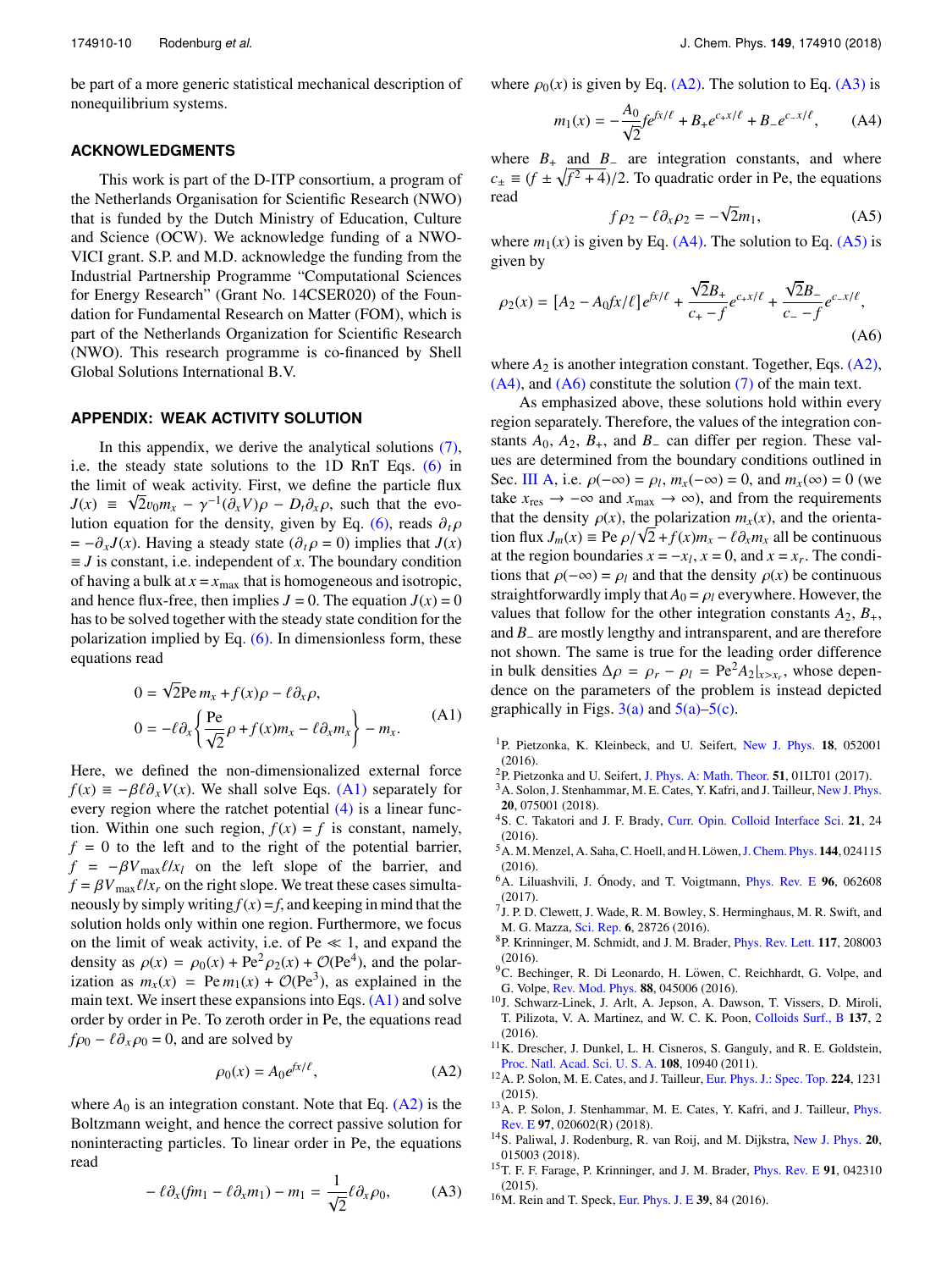be part of a more generic statistical mechanical description of nonequilibrium systems.

## ACKNOWLEDGMENTS

This work is part of the D-ITP consortium, a program of the Netherlands Organisation for Scientific Research (NWO) that is funded by the Dutch Ministry of Education, Culture and Science (OCW). We acknowledge funding of a NWO-VICI grant. S.P. and M.D. acknowledge the funding from the Industrial Partnership Programme "Computational Sciences for Energy Research" (Grant No. 14CSER020) of the Foundation for Fundamental Research on Matter (FOM), which is part of the Netherlands Organization for Scientific Research (NWO). This research programme is co-financed by Shell Global Solutions International B.V.

## APPENDIX: WEAK ACTIVITY SOLUTION

In this appendix, we derive the analytical solutions (7), i.e. the steady state solutions to the 1D RnT Eqs. (6) in the limit of weak activity. First, we define the particle flux $J(x) \equiv \sqrt{2}v_0 m_x - \gamma^{-1}(\partial_x V)\rho - D_t\partial_x\rho$, such that the evolution equation for the density, given by Eq. (6), reads $\partial_t\rho = -\partial_x J(x)$. Having a steady state ($\partial_t\rho = 0$) implies that $J(x) \equiv J$ is constant, i.e. independent of $x$. The boundary condition of having a bulk at $x = x_{\mathrm{max}}$ that is homogeneous and isotropic, and hence flux-free, then implies $J = 0$. The equation $J(x) = 0$ has to be solved together with the steady state condition for the polarization implied by Eq. (6). In dimensionless form, these equations read

$$
\begin{aligned}
0 &= \sqrt{2}\mathrm{Pe}\, m_x + f(x)\rho - \ell\partial_x\rho, \\
0 &= -\ell\partial_x\left\{\frac{\mathrm{Pe}}{\sqrt{2}}\rho + f(x)m_x - \ell\partial_x m_x\right\} - m_x.
\end{aligned}
\tag{A1}
$$

Here, we defined the non-dimensionalized external force $f(x) \equiv -\beta\ell\partial_x V(x)$. We shall solve Eqs. (A1) separately for every region where the ratchet potential (4) is a linear function. Within one such region, $f(x) = f$ is constant, namely, $f = 0$ to the left and to the right of the potential barrier, $f = -\beta V_{\mathrm{max}}\ell/x_l$ on the left slope of the barrier, and $f = \beta V_{\mathrm{max}}\ell/x_r$ on the right slope. We treat these cases simultaneously by simply writing $f(x) = f$, and keeping in mind that the solution holds only within one region. Furthermore, we focus on the limit of weak activity, i.e. of $\mathrm{Pe} \ll 1$, and expand the density as $\rho(x) = \rho_0(x) + \mathrm{Pe}^2\rho_2(x) + \mathcal{O}(\mathrm{Pe}^4)$, and the polarization as $m_x(x) = \mathrm{Pe}\, m_1(x) + \mathcal{O}(\mathrm{Pe}^3)$, as explained in the main text. We insert these expansions into Eqs. (A1) and solve order by order in Pe. To zeroth order in Pe, the equations read $f\rho_0 - \ell\partial_x\rho_0 = 0$, and are solved by

$$
\rho_0(x) = A_0 e^{fx/\ell},
\tag{A2}
$$

where $A_0$ is an integration constant. Note that Eq. (A2) is the Boltzmann weight, and hence the correct passive solution for noninteracting particles. To linear order in Pe, the equations read

$$
-\ell\partial_x(fm_1 - \ell\partial_x m_1) - m_1 = \frac{1}{\sqrt{2}}\ell\partial_x\rho_0,
\tag{A3}
$$

where $\rho_0(x)$ is given by Eq. (A2). The solution to Eq. (A3) is

$$
m_1(x) = -\frac{A_0}{\sqrt{2}}fe^{fx/\ell} + B_+e^{c_+x/\ell} + B_-e^{c_-x/\ell},
\tag{A4}
$$

where $B_+$ and $B_-$ are integration constants, and where $c_\pm \equiv (f \pm \sqrt{f^2+4})/2$. To quadratic order in Pe, the equations read

$$
f\rho_2 - \ell\partial_x\rho_2 = -\sqrt{2}m_1,
\tag{A5}
$$

where $m_1(x)$ is given by Eq. (A4). The solution to Eq. (A5) is given by

$$
\rho_2(x) = [A_2 - A_0fx/\ell]e^{fx/\ell} + \frac{\sqrt{2}B_+}{c_+ - f}e^{c_+x/\ell} + \frac{\sqrt{2}B_-}{c_- - f}e^{c_-x/\ell},
\tag{A6}
$$

where $A_2$ is another integration constant. Together, Eqs. (A2), (A4), and (A6) constitute the solution (7) of the main text.

As emphasized above, these solutions hold within every region separately. Therefore, the values of the integration constants $A_0$, $A_2$, $B_+$, and $B_-$ can differ per region. These values are determined from the boundary conditions outlined in Sec. III A, i.e. $\rho(-\infty) = \rho_l$, $m_x(-\infty) = 0$, and $m_x(\infty) = 0$ (we take $x_{\mathrm{res}} \to -\infty$ and $x_{\mathrm{max}} \to \infty$), and from the requirements that the density $\rho(x)$, the polarization $m_x(x)$, and the orientation flux $J_m(x) \equiv \mathrm{Pe}\,\rho/\sqrt{2} + f(x)m_x - \ell\partial_x m_x$ all be continuous at the region boundaries $x = -x_l$, $x = 0$, and $x = x_r$. The conditions that $\rho(-\infty) = \rho_l$ and that the density $\rho(x)$ be continuous straightforwardly imply that $A_0 = \rho_l$ everywhere. However, the values that follow for the other integration constants $A_2$, $B_+$, and $B_-$ are mostly lengthy and intransparent, and are therefore not shown. The same is true for the leading order difference in bulk densities $\Delta\rho = \rho_r - \rho_l = \mathrm{Pe}^2 A_2|_{x>x_r}$, whose dependence on the parameters of the problem is instead depicted graphically in Figs. 3(a) and 5(a)–5(c).

[1] P. Pietzonka, K. Kleinbeck, and U. Seifert, New J. Phys. **18**, 052001 (2016).

[2] P. Pietzonka and U. Seifert, J. Phys. A: Math. Theor. **51**, 01LT01 (2017).

[3] A. Solon, J. Stenhammar, M. E. Cates, Y. Kafri, and J. Tailleur, New J. Phys. **20**, 075001 (2018).

[4] S. C. Takatori and J. F. Brady, Curr. Opin. Colloid Interface Sci. **21**, 24 (2016).

[5] A. M. Menzel, A. Saha, C. Hoell, and H. Löwen, J. Chem. Phys. **144**, 024115 (2016).

[6] A. Liluashvili, J. Ónody, and T. Voigtmann, Phys. Rev. E **96**, 062608 (2017).

[7] J. P. D. Clewett, J. Wade, R. M. Bowley, S. Herminghaus, M. R. Swift, and M. G. Mazza, Sci. Rep. **6**, 28726 (2016).

[8] P. Krinninger, M. Schmidt, and J. M. Brader, Phys. Rev. Lett. **117**, 208003 (2016).

[9] C. Bechinger, R. Di Leonardo, H. Löwen, C. Reichhardt, G. Volpe, and G. Volpe, Rev. Mod. Phys. **88**, 045006 (2016).

[10] J. Schwarz-Linek, J. Arlt, A. Jepson, A. Dawson, T. Vissers, D. Miroli, T. Pilizota, V. A. Martinez, and W. C. K. Poon, Colloids Surf., B **137**, 2 (2016).

[11] K. Drescher, J. Dunkel, L. H. Cisneros, S. Ganguly, and R. E. Goldstein, Proc. Natl. Acad. Sci. U. S. A. **108**, 10940 (2011).

[12] A. P. Solon, M. E. Cates, and J. Tailleur, Eur. Phys. J.: Spec. Top. **224**, 1231 (2015).

[13] A. P. Solon, J. Stenhammar, M. E. Cates, Y. Kafri, and J. Tailleur, Phys. Rev. E **97**, 020602(R) (2018).

[14] S. Paliwal, J. Rodenburg, R. van Roij, and M. Dijkstra, New J. Phys. **20**, 015003 (2018).

[15] T. F. F. Farage, P. Krinninger, and J. M. Brader, Phys. Rev. E **91**, 042310 (2015).

[16] M. Rein and T. Speck, Eur. Phys. J. E **39**, 84 (2016).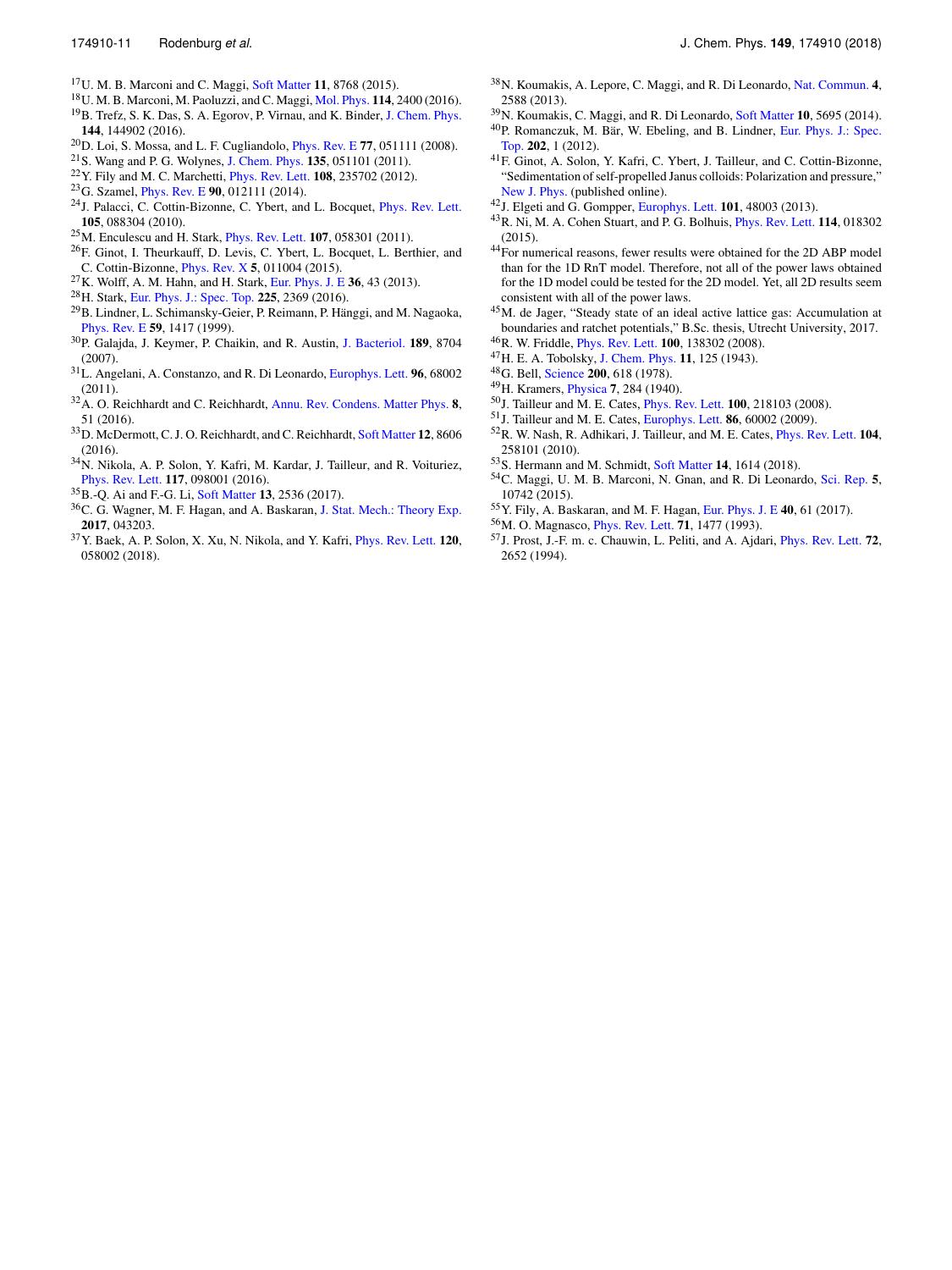[17] U. M. B. Marconi and C. Maggi, Soft Matter **11**, 8768 (2015).

[18] U. M. B. Marconi, M. Paoluzzi, and C. Maggi, Mol. Phys. **114**, 2400 (2016).

[19] B. Trefz, S. K. Das, S. A. Egorov, P. Virnau, and K. Binder, J. Chem. Phys. **144**, 144902 (2016).

[20] D. Loi, S. Mossa, and L. F. Cugliandolo, Phys. Rev. E **77**, 051111 (2008).

[21] S. Wang and P. G. Wolynes, J. Chem. Phys. **135**, 051101 (2011).

[22] Y. Fily and M. C. Marchetti, Phys. Rev. Lett. **108**, 235702 (2012).

[23] G. Szamel, Phys. Rev. E **90**, 012111 (2014).

[24] J. Palacci, C. Cottin-Bizonne, C. Ybert, and L. Bocquet, Phys. Rev. Lett. **105**, 088304 (2010).

[25] M. Enculescu and H. Stark, Phys. Rev. Lett. **107**, 058301 (2011).

[26] F. Ginot, I. Theurkauff, D. Levis, C. Ybert, L. Bocquet, L. Berthier, and C. Cottin-Bizonne, Phys. Rev. X **5**, 011004 (2015).

[27] K. Wolff, A. M. Hahn, and H. Stark, Eur. Phys. J. E **36**, 43 (2013).

[28] H. Stark, Eur. Phys. J.: Spec. Top. **225**, 2369 (2016).

[29] B. Lindner, L. Schimansky-Geier, P. Reimann, P. Hänggi, and M. Nagaoka, Phys. Rev. E **59**, 1417 (1999).

[30] P. Galajda, J. Keymer, P. Chaikin, and R. Austin, J. Bacteriol. **189**, 8704 (2007).

[31] L. Angelani, A. Constanzo, and R. Di Leonardo, Europhys. Lett. **96**, 68002 (2011).

[32] A. O. Reichhardt and C. Reichhardt, Annu. Rev. Condens. Matter Phys. **8**, 51 (2016).

[33] D. McDermott, C. J. O. Reichhardt, and C. Reichhardt, Soft Matter **12**, 8606 (2016).

[34] N. Nikola, A. P. Solon, Y. Kafri, M. Kardar, J. Tailleur, and R. Voituriez, Phys. Rev. Lett. **117**, 098001 (2016).

[35] B.-Q. Ai and F.-G. Li, Soft Matter **13**, 2536 (2017).

[36] C. G. Wagner, M. F. Hagan, and A. Baskaran, J. Stat. Mech.: Theory Exp. **2017**, 043203.

[37] Y. Baek, A. P. Solon, X. Xu, N. Nikola, and Y. Kafri, Phys. Rev. Lett. **120**, 058002 (2018).

[38] N. Koumakis, A. Lepore, C. Maggi, and R. Di Leonardo, Nat. Commun. **4**, 2588 (2013).

[39] N. Koumakis, C. Maggi, and R. Di Leonardo, Soft Matter **10**, 5695 (2014).

[40] P. Romanczuk, M. Bär, W. Ebeling, and B. Lindner, Eur. Phys. J.: Spec. Top. **202**, 1 (2012).

[41] F. Ginot, A. Solon, Y. Kafri, C. Ybert, J. Tailleur, and C. Cottin-Bizonne, "Sedimentation of self-propelled Janus colloids: Polarization and pressure," New J. Phys. (published online).

[42] J. Elgeti and G. Gompper, Europhys. Lett. **101**, 48003 (2013).

[43] R. Ni, M. A. Cohen Stuart, and P. G. Bolhuis, Phys. Rev. Lett. **114**, 018302 (2015).

[44] For numerical reasons, fewer results were obtained for the 2D ABP model than for the 1D RnT model. Therefore, not all of the power laws obtained for the 1D model could be tested for the 2D model. Yet, all 2D results seem consistent with all of the power laws.

[45] M. de Jager, "Steady state of an ideal active lattice gas: Accumulation at boundaries and ratchet potentials," B.Sc. thesis, Utrecht University, 2017.

[46] R. W. Friddle, Phys. Rev. Lett. **100**, 138302 (2008).

[47] H. E. A. Tobolsky, J. Chem. Phys. **11**, 125 (1943).

[48] G. Bell, Science **200**, 618 (1978).

[49] H. Kramers, Physica **7**, 284 (1940).

[50] J. Tailleur and M. E. Cates, Phys. Rev. Lett. **100**, 218103 (2008).

[51] J. Tailleur and M. E. Cates, Europhys. Lett. **86**, 60002 (2009).

[52] R. W. Nash, R. Adhikari, J. Tailleur, and M. E. Cates, Phys. Rev. Lett. **104**, 258101 (2010).

[53] S. Hermann and M. Schmidt, Soft Matter **14**, 1614 (2018).

[54] C. Maggi, U. M. B. Marconi, N. Gnan, and R. Di Leonardo, Sci. Rep. **5**, 10742 (2015).

[55] Y. Fily, A. Baskaran, and M. F. Hagan, Eur. Phys. J. E **40**, 61 (2017).

[56] M. O. Magnasco, Phys. Rev. Lett. **71**, 1477 (1993).

[57] J. Prost, J.-F. m. c. Chauwin, L. Peliti, and A. Ajdari, Phys. Rev. Lett. **72**, 2652 (1994).